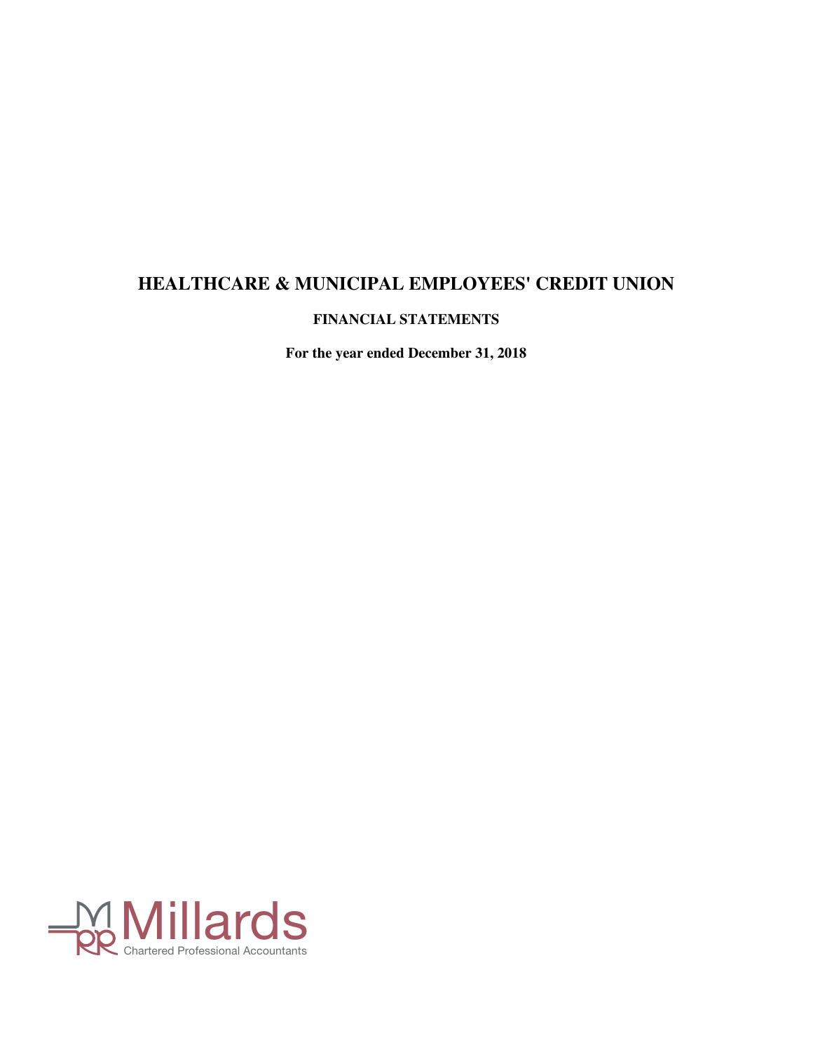# HEALTHCARE & MUNICIPAL EMPLOYEES' CREDIT UNION

## FINANCIAL STATEMENTS

**For the year ended December 31, 2018**

Millards

Chartered Professional Accountants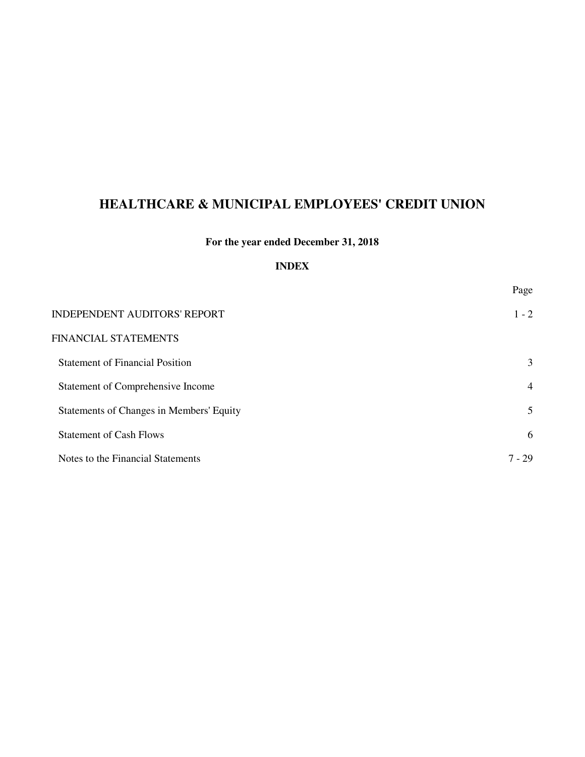# HEALTHCARE & MUNICIPAL EMPLOYEES' CREDIT UNION

**For the year ended December 31, 2018**

**INDEX**

| | Page |
|---|---|
| INDEPENDENT AUDITORS' REPORT | 1 - 2 |
| FINANCIAL STATEMENTS | |
| Statement of Financial Position | 3 |
| Statement of Comprehensive Income | 4 |
| Statements of Changes in Members' Equity | 5 |
| Statement of Cash Flows | 6 |
| Notes to the Financial Statements | 7 - 29 |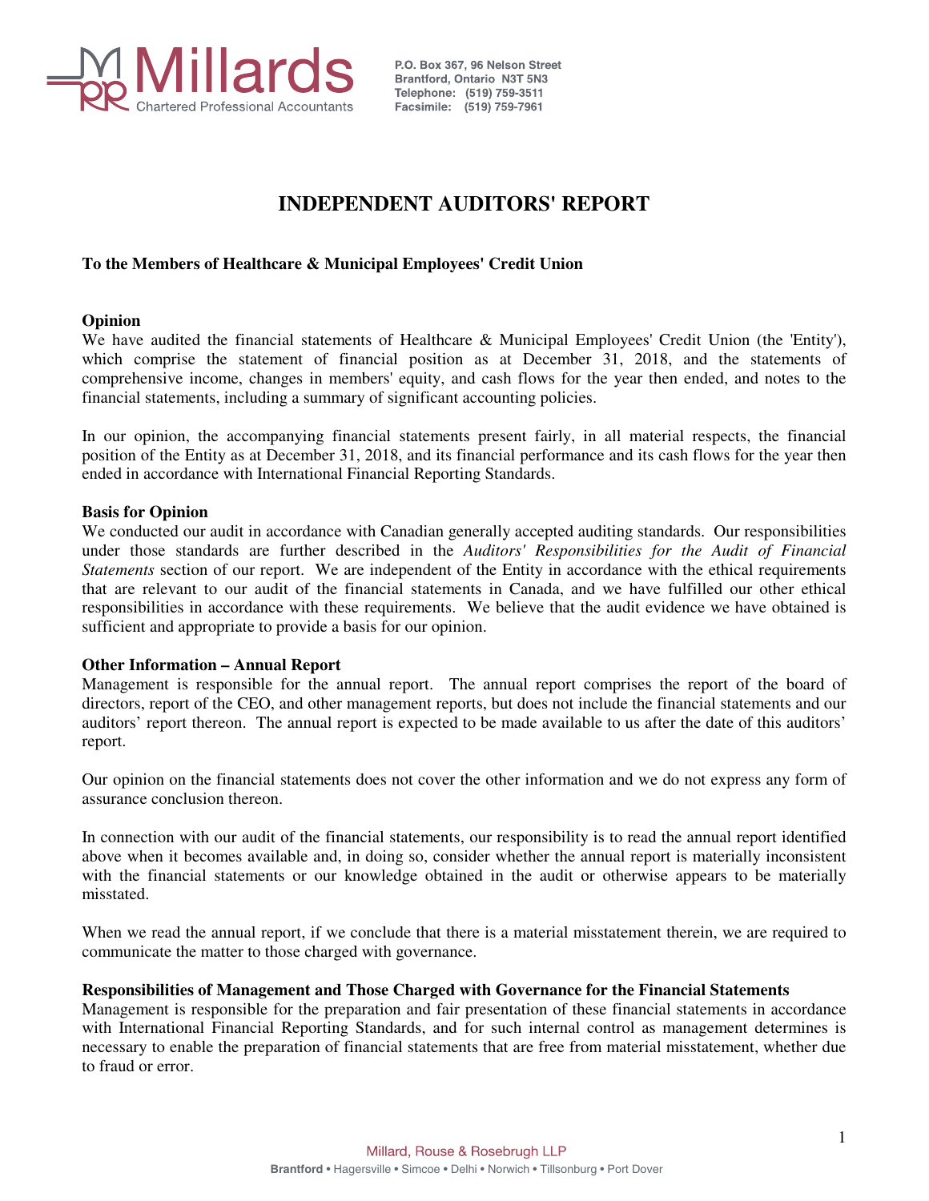Millards
Chartered Professional Accountants

P.O. Box 367, 96 Nelson Street
Brantford, Ontario N3T 5N3
Telephone: (519) 759-3511
Facsimile: (519) 759-7961

# INDEPENDENT AUDITORS' REPORT

**To the Members of Healthcare & Municipal Employees' Credit Union**

**Opinion**

We have audited the financial statements of Healthcare & Municipal Employees' Credit Union (the 'Entity'), which comprise the statement of financial position as at December 31, 2018, and the statements of comprehensive income, changes in members' equity, and cash flows for the year then ended, and notes to the financial statements, including a summary of significant accounting policies.

In our opinion, the accompanying financial statements present fairly, in all material respects, the financial position of the Entity as at December 31, 2018, and its financial performance and its cash flows for the year then ended in accordance with International Financial Reporting Standards.

**Basis for Opinion**

We conducted our audit in accordance with Canadian generally accepted auditing standards. Our responsibilities under those standards are further described in the *Auditors' Responsibilities for the Audit of Financial Statements* section of our report. We are independent of the Entity in accordance with the ethical requirements that are relevant to our audit of the financial statements in Canada, and we have fulfilled our other ethical responsibilities in accordance with these requirements. We believe that the audit evidence we have obtained is sufficient and appropriate to provide a basis for our opinion.

**Other Information – Annual Report**

Management is responsible for the annual report. The annual report comprises the report of the board of directors, report of the CEO, and other management reports, but does not include the financial statements and our auditors' report thereon. The annual report is expected to be made available to us after the date of this auditors' report.

Our opinion on the financial statements does not cover the other information and we do not express any form of assurance conclusion thereon.

In connection with our audit of the financial statements, our responsibility is to read the annual report identified above when it becomes available and, in doing so, consider whether the annual report is materially inconsistent with the financial statements or our knowledge obtained in the audit or otherwise appears to be materially misstated.

When we read the annual report, if we conclude that there is a material misstatement therein, we are required to communicate the matter to those charged with governance.

**Responsibilities of Management and Those Charged with Governance for the Financial Statements**

Management is responsible for the preparation and fair presentation of these financial statements in accordance with International Financial Reporting Standards, and for such internal control as management determines is necessary to enable the preparation of financial statements that are free from material misstatement, whether due to fraud or error.

Millard, Rouse & Rosebrugh LLP
**Brantford** • Hagersville • Simcoe • Delhi • Norwich • Tillsonburg • Port Dover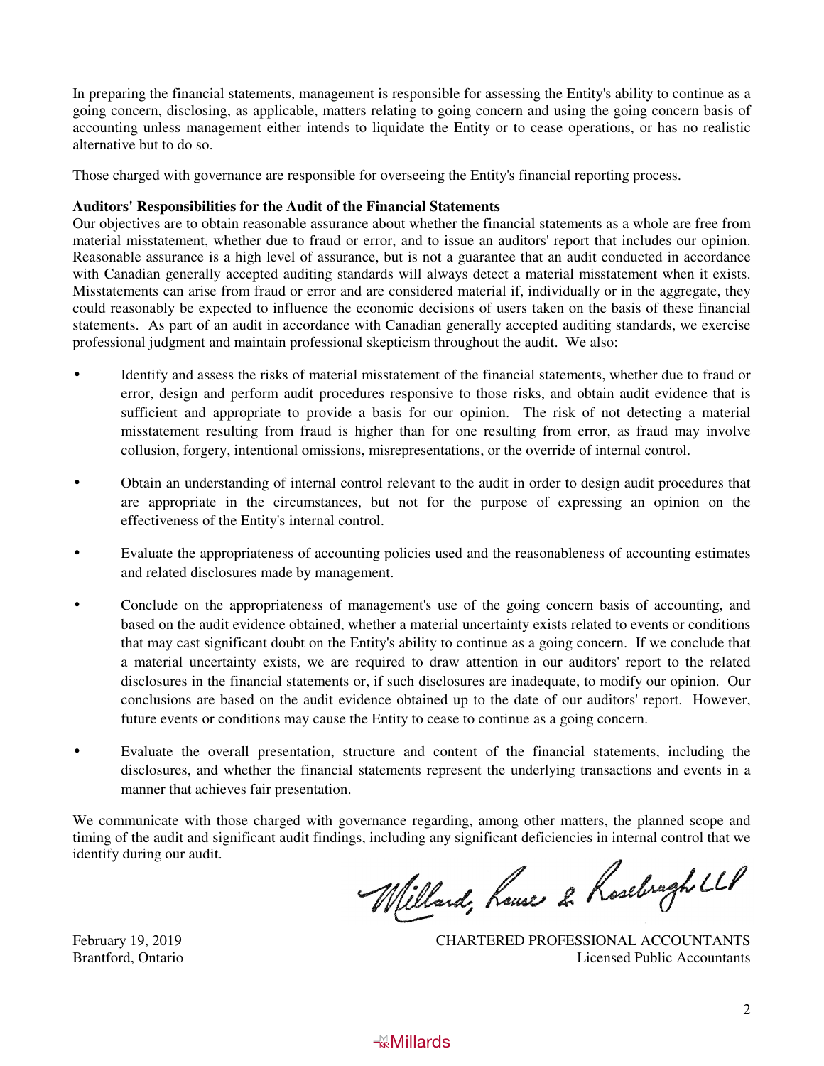In preparing the financial statements, management is responsible for assessing the Entity's ability to continue as a going concern, disclosing, as applicable, matters relating to going concern and using the going concern basis of accounting unless management either intends to liquidate the Entity or to cease operations, or has no realistic alternative but to do so.

Those charged with governance are responsible for overseeing the Entity's financial reporting process.

**Auditors' Responsibilities for the Audit of the Financial Statements**

Our objectives are to obtain reasonable assurance about whether the financial statements as a whole are free from material misstatement, whether due to fraud or error, and to issue an auditors' report that includes our opinion. Reasonable assurance is a high level of assurance, but is not a guarantee that an audit conducted in accordance with Canadian generally accepted auditing standards will always detect a material misstatement when it exists. Misstatements can arise from fraud or error and are considered material if, individually or in the aggregate, they could reasonably be expected to influence the economic decisions of users taken on the basis of these financial statements. As part of an audit in accordance with Canadian generally accepted auditing standards, we exercise professional judgment and maintain professional skepticism throughout the audit. We also:

- Identify and assess the risks of material misstatement of the financial statements, whether due to fraud or error, design and perform audit procedures responsive to those risks, and obtain audit evidence that is sufficient and appropriate to provide a basis for our opinion. The risk of not detecting a material misstatement resulting from fraud is higher than for one resulting from error, as fraud may involve collusion, forgery, intentional omissions, misrepresentations, or the override of internal control.

- Obtain an understanding of internal control relevant to the audit in order to design audit procedures that are appropriate in the circumstances, but not for the purpose of expressing an opinion on the effectiveness of the Entity's internal control.

- Evaluate the appropriateness of accounting policies used and the reasonableness of accounting estimates and related disclosures made by management.

- Conclude on the appropriateness of management's use of the going concern basis of accounting, and based on the audit evidence obtained, whether a material uncertainty exists related to events or conditions that may cast significant doubt on the Entity's ability to continue as a going concern. If we conclude that a material uncertainty exists, we are required to draw attention in our auditors' report to the related disclosures in the financial statements or, if such disclosures are inadequate, to modify our opinion. Our conclusions are based on the audit evidence obtained up to the date of our auditors' report. However, future events or conditions may cause the Entity to cease to continue as a going concern.

- Evaluate the overall presentation, structure and content of the financial statements, including the disclosures, and whether the financial statements represent the underlying transactions and events in a manner that achieves fair presentation.

We communicate with those charged with governance regarding, among other matters, the planned scope and timing of the audit and significant audit findings, including any significant deficiencies in internal control that we identify during our audit.

Millard, Rouse & Rosebrugh LLP

February 19, 2019
Brantford, Ontario

CHARTERED PROFESSIONAL ACCOUNTANTS
Licensed Public Accountants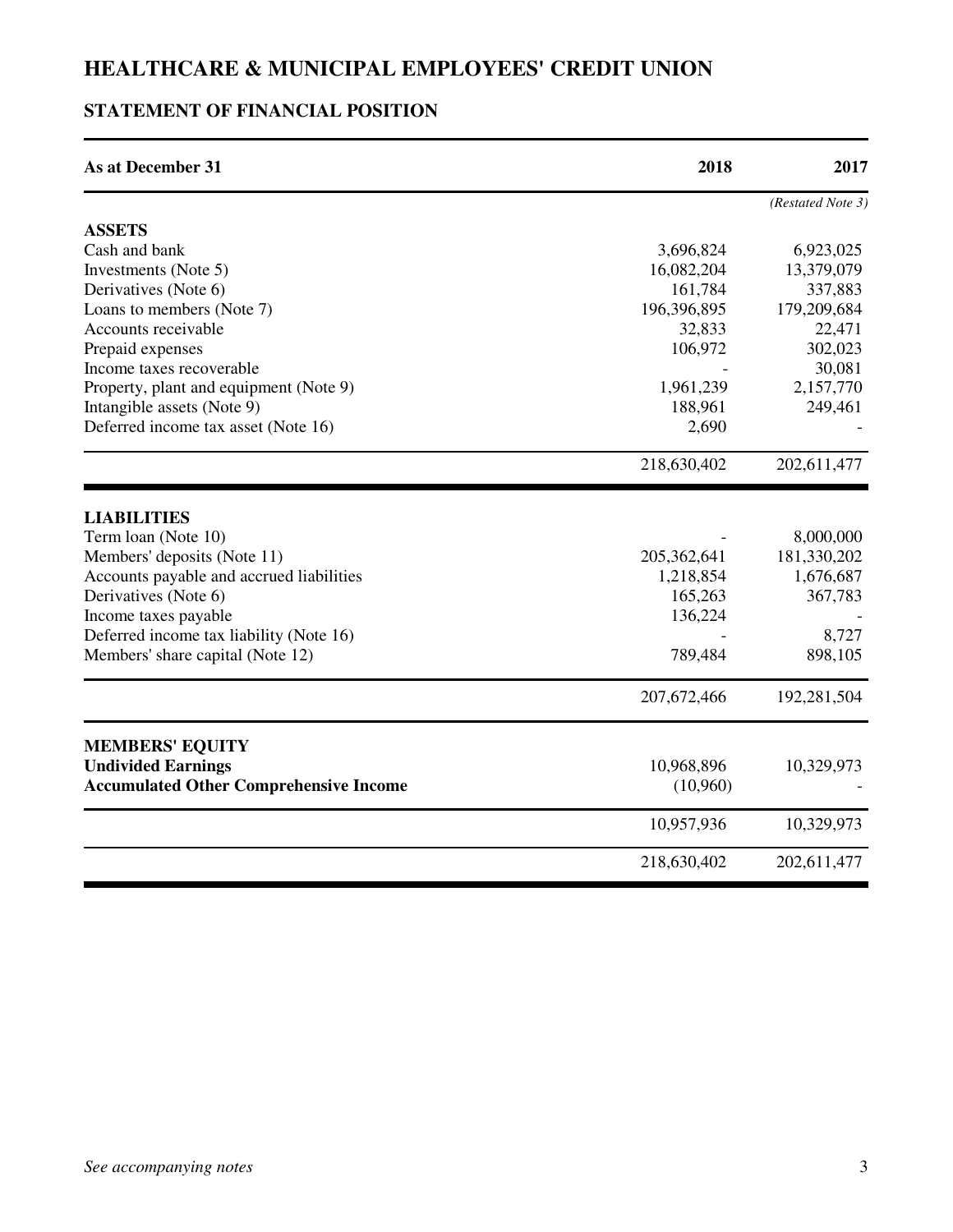# HEALTHCARE & MUNICIPAL EMPLOYEES' CREDIT UNION

## STATEMENT OF FINANCIAL POSITION

| As at December 31 | 2018 | 2017 |
|---|---|---|
| | | *(Restated Note 3)* |
| **ASSETS** | | |
| Cash and bank | 3,696,824 | 6,923,025 |
| Investments (Note 5) | 16,082,204 | 13,379,079 |
| Derivatives (Note 6) | 161,784 | 337,883 |
| Loans to members (Note 7) | 196,396,895 | 179,209,684 |
| Accounts receivable | 32,833 | 22,471 |
| Prepaid expenses | 106,972 | 302,023 |
| Income taxes recoverable | - | 30,081 |
| Property, plant and equipment (Note 9) | 1,961,239 | 2,157,770 |
| Intangible assets (Note 9) | 188,961 | 249,461 |
| Deferred income tax asset (Note 16) | 2,690 | - |
| | 218,630,402 | 202,611,477 |
| **LIABILITIES** | | |
| Term loan (Note 10) | - | 8,000,000 |
| Members' deposits (Note 11) | 205,362,641 | 181,330,202 |
| Accounts payable and accrued liabilities | 1,218,854 | 1,676,687 |
| Derivatives (Note 6) | 165,263 | 367,783 |
| Income taxes payable | 136,224 | - |
| Deferred income tax liability (Note 16) | - | 8,727 |
| Members' share capital (Note 12) | 789,484 | 898,105 |
| | 207,672,466 | 192,281,504 |
| **MEMBERS' EQUITY** | | |
| **Undivided Earnings** | 10,968,896 | 10,329,973 |
| **Accumulated Other Comprehensive Income** | (10,960) | - |
| | 10,957,936 | 10,329,973 |
| | 218,630,402 | 202,611,477 |

*See accompanying notes*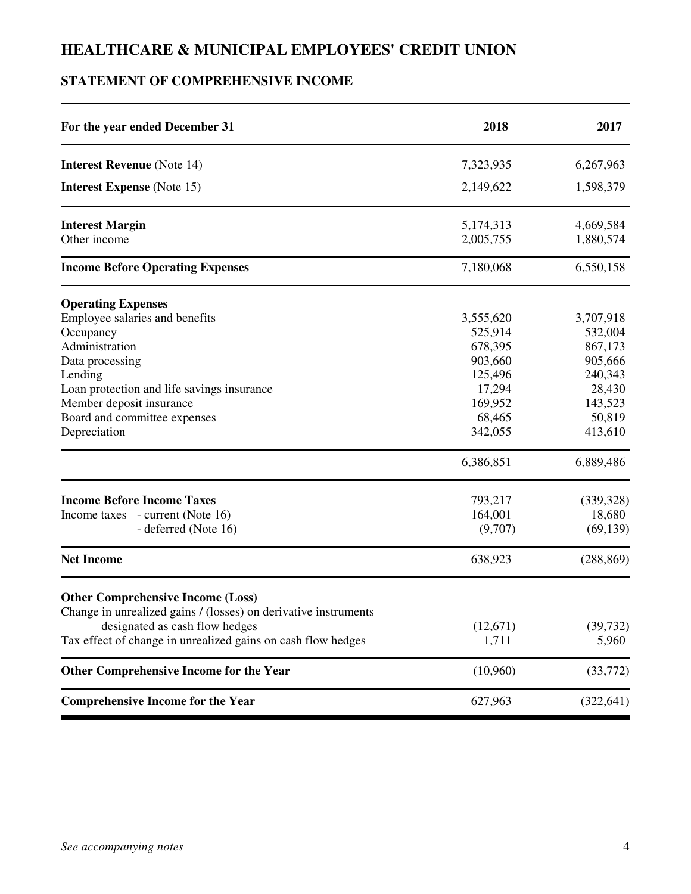# HEALTHCARE & MUNICIPAL EMPLOYEES' CREDIT UNION

## STATEMENT OF COMPREHENSIVE INCOME

| For the year ended December 31 | 2018 | 2017 |
|---|---|---|
| **Interest Revenue** (Note 14) | 7,323,935 | 6,267,963 |
| **Interest Expense** (Note 15) | 2,149,622 | 1,598,379 |
| **Interest Margin** | 5,174,313 | 4,669,584 |
| Other income | 2,005,755 | 1,880,574 |
| **Income Before Operating Expenses** | 7,180,068 | 6,550,158 |
| **Operating Expenses** | | |
| Employee salaries and benefits | 3,555,620 | 3,707,918 |
| Occupancy | 525,914 | 532,004 |
| Administration | 678,395 | 867,173 |
| Data processing | 903,660 | 905,666 |
| Lending | 125,496 | 240,343 |
| Loan protection and life savings insurance | 17,294 | 28,430 |
| Member deposit insurance | 169,952 | 143,523 |
| Board and committee expenses | 68,465 | 50,819 |
| Depreciation | 342,055 | 413,610 |
| | 6,386,851 | 6,889,486 |
| **Income Before Income Taxes** | 793,217 | (339,328) |
| Income taxes - current (Note 16) | 164,001 | 18,680 |
| - deferred (Note 16) | (9,707) | (69,139) |
| **Net Income** | 638,923 | (288,869) |
| **Other Comprehensive Income (Loss)** | | |
| Change in unrealized gains / (losses) on derivative instruments designated as cash flow hedges | (12,671) | (39,732) |
| Tax effect of change in unrealized gains on cash flow hedges | 1,711 | 5,960 |
| **Other Comprehensive Income for the Year** | (10,960) | (33,772) |
| **Comprehensive Income for the Year** | 627,963 | (322,641) |

*See accompanying notes*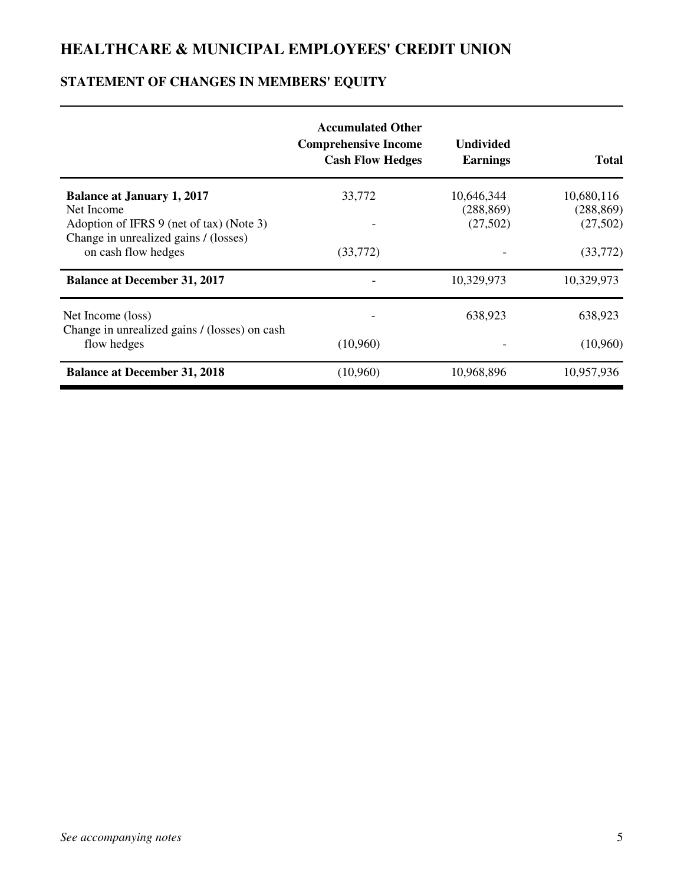# HEALTHCARE & MUNICIPAL EMPLOYEES' CREDIT UNION

## STATEMENT OF CHANGES IN MEMBERS' EQUITY

| | Accumulated Other Comprehensive Income Cash Flow Hedges | Undivided Earnings | Total |
|---|---|---|---|
| **Balance at January 1, 2017** | 33,772 | 10,646,344 | 10,680,116 |
| Net Income | | (288,869) | (288,869) |
| Adoption of IFRS 9 (net of tax) (Note 3) | - | (27,502) | (27,502) |
| Change in unrealized gains / (losses) on cash flow hedges | (33,772) | - | (33,772) |
| **Balance at December 31, 2017** | - | 10,329,973 | 10,329,973 |
| Net Income (loss) | - | 638,923 | 638,923 |
| Change in unrealized gains / (losses) on cash flow hedges | (10,960) | - | (10,960) |
| **Balance at December 31, 2018** | (10,960) | 10,968,896 | 10,957,936 |

*See accompanying notes*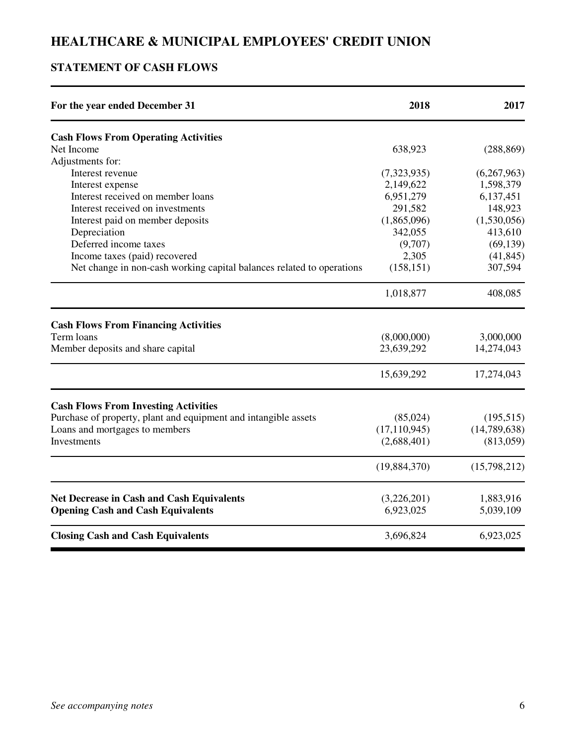# HEALTHCARE & MUNICIPAL EMPLOYEES' CREDIT UNION

## STATEMENT OF CASH FLOWS

| For the year ended December 31 | 2018 | 2017 |
|---|---|---|
| **Cash Flows From Operating Activities** | | |
| Net Income | 638,923 | (288,869) |
| Adjustments for: | | |
| Interest revenue | (7,323,935) | (6,267,963) |
| Interest expense | 2,149,622 | 1,598,379 |
| Interest received on member loans | 6,951,279 | 6,137,451 |
| Interest received on investments | 291,582 | 148,923 |
| Interest paid on member deposits | (1,865,096) | (1,530,056) |
| Depreciation | 342,055 | 413,610 |
| Deferred income taxes | (9,707) | (69,139) |
| Income taxes (paid) recovered | 2,305 | (41,845) |
| Net change in non-cash working capital balances related to operations | (158,151) | 307,594 |
| | 1,018,877 | 408,085 |
| **Cash Flows From Financing Activities** | | |
| Term loans | (8,000,000) | 3,000,000 |
| Member deposits and share capital | 23,639,292 | 14,274,043 |
| | 15,639,292 | 17,274,043 |
| **Cash Flows From Investing Activities** | | |
| Purchase of property, plant and equipment and intangible assets | (85,024) | (195,515) |
| Loans and mortgages to members | (17,110,945) | (14,789,638) |
| Investments | (2,688,401) | (813,059) |
| | (19,884,370) | (15,798,212) |
| **Net Decrease in Cash and Cash Equivalents** | (3,226,201) | 1,883,916 |
| **Opening Cash and Cash Equivalents** | 6,923,025 | 5,039,109 |
| **Closing Cash and Cash Equivalents** | 3,696,824 | 6,923,025 |

*See accompanying notes*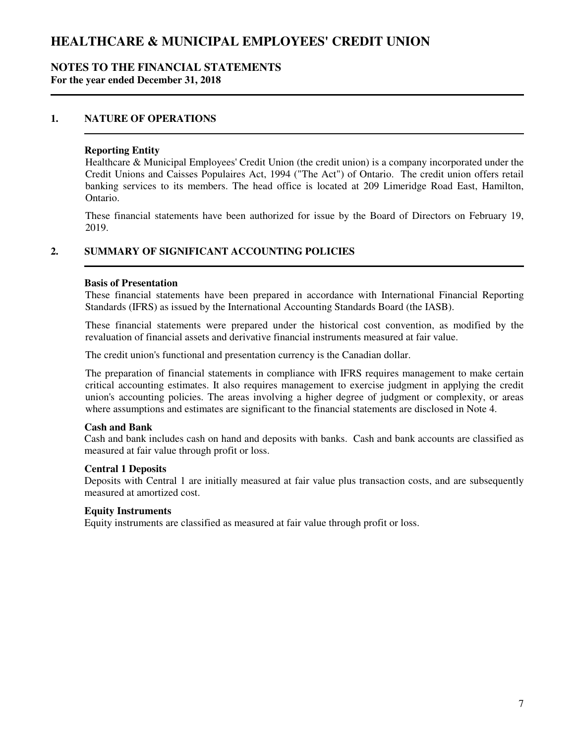# HEALTHCARE & MUNICIPAL EMPLOYEES' CREDIT UNION

## NOTES TO THE FINANCIAL STATEMENTS
**For the year ended December 31, 2018**

### 1. NATURE OF OPERATIONS

**Reporting Entity**

Healthcare & Municipal Employees' Credit Union (the credit union) is a company incorporated under the Credit Unions and Caisses Populaires Act, 1994 ("The Act") of Ontario. The credit union offers retail banking services to its members. The head office is located at 209 Limeridge Road East, Hamilton, Ontario.

These financial statements have been authorized for issue by the Board of Directors on February 19, 2019.

### 2. SUMMARY OF SIGNIFICANT ACCOUNTING POLICIES

**Basis of Presentation**

These financial statements have been prepared in accordance with International Financial Reporting Standards (IFRS) as issued by the International Accounting Standards Board (the IASB).

These financial statements were prepared under the historical cost convention, as modified by the revaluation of financial assets and derivative financial instruments measured at fair value.

The credit union's functional and presentation currency is the Canadian dollar.

The preparation of financial statements in compliance with IFRS requires management to make certain critical accounting estimates. It also requires management to exercise judgment in applying the credit union's accounting policies. The areas involving a higher degree of judgment or complexity, or areas where assumptions and estimates are significant to the financial statements are disclosed in Note 4.

**Cash and Bank**

Cash and bank includes cash on hand and deposits with banks. Cash and bank accounts are classified as measured at fair value through profit or loss.

**Central 1 Deposits**

Deposits with Central 1 are initially measured at fair value plus transaction costs, and are subsequently measured at amortized cost.

**Equity Instruments**

Equity instruments are classified as measured at fair value through profit or loss.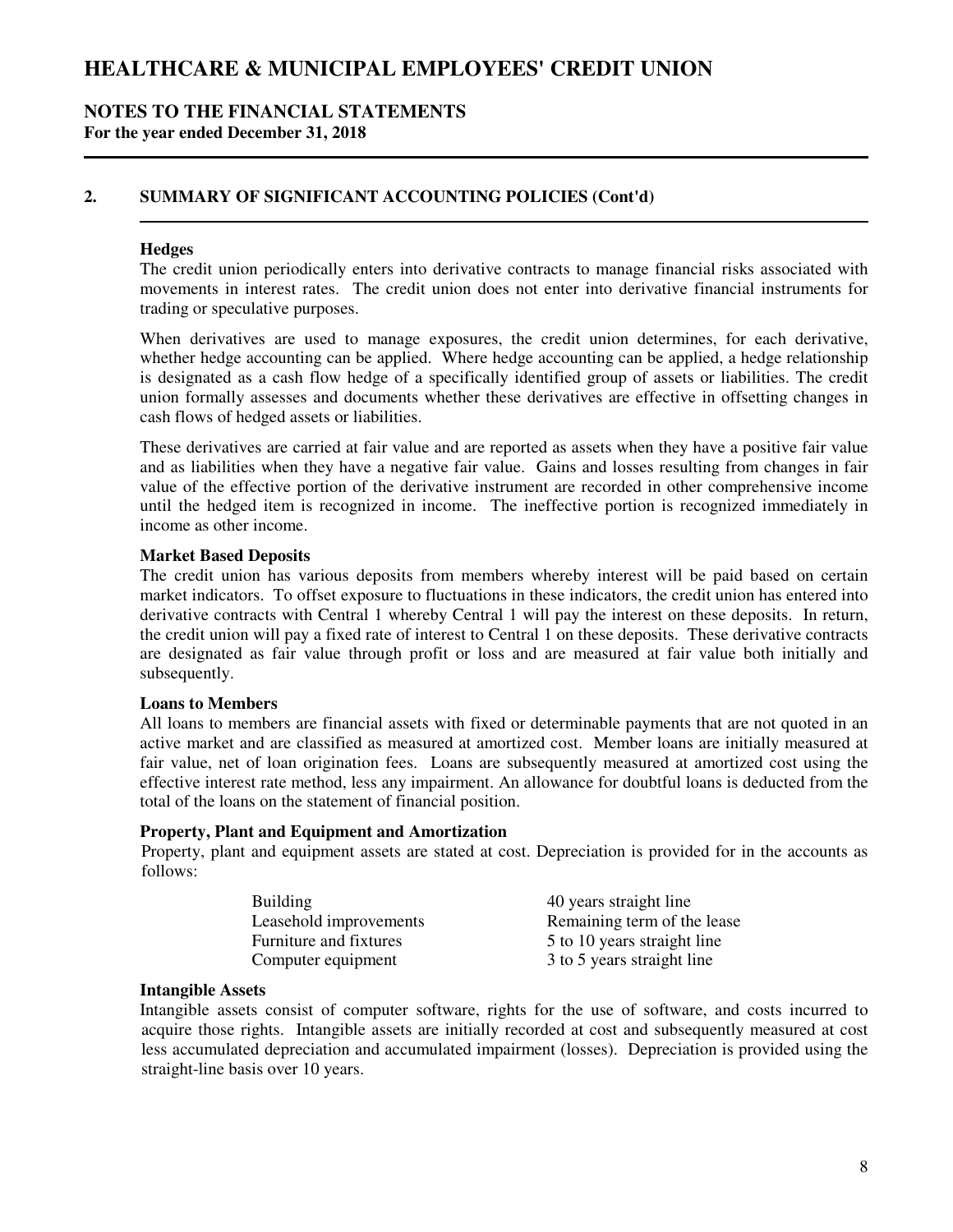# HEALTHCARE & MUNICIPAL EMPLOYEES' CREDIT UNION

## NOTES TO THE FINANCIAL STATEMENTS

**For the year ended December 31, 2018**

## 2. SUMMARY OF SIGNIFICANT ACCOUNTING POLICIES (Cont'd)

**Hedges**

The credit union periodically enters into derivative contracts to manage financial risks associated with movements in interest rates. The credit union does not enter into derivative financial instruments for trading or speculative purposes.

When derivatives are used to manage exposures, the credit union determines, for each derivative, whether hedge accounting can be applied. Where hedge accounting can be applied, a hedge relationship is designated as a cash flow hedge of a specifically identified group of assets or liabilities. The credit union formally assesses and documents whether these derivatives are effective in offsetting changes in cash flows of hedged assets or liabilities.

These derivatives are carried at fair value and are reported as assets when they have a positive fair value and as liabilities when they have a negative fair value. Gains and losses resulting from changes in fair value of the effective portion of the derivative instrument are recorded in other comprehensive income until the hedged item is recognized in income. The ineffective portion is recognized immediately in income as other income.

**Market Based Deposits**

The credit union has various deposits from members whereby interest will be paid based on certain market indicators. To offset exposure to fluctuations in these indicators, the credit union has entered into derivative contracts with Central 1 whereby Central 1 will pay the interest on these deposits. In return, the credit union will pay a fixed rate of interest to Central 1 on these deposits. These derivative contracts are designated as fair value through profit or loss and are measured at fair value both initially and subsequently.

**Loans to Members**

All loans to members are financial assets with fixed or determinable payments that are not quoted in an active market and are classified as measured at amortized cost. Member loans are initially measured at fair value, net of loan origination fees. Loans are subsequently measured at amortized cost using the effective interest rate method, less any impairment. An allowance for doubtful loans is deducted from the total of the loans on the statement of financial position.

**Property, Plant and Equipment and Amortization**

Property, plant and equipment assets are stated at cost. Depreciation is provided for in the accounts as follows:

| | |
|---|---|
| Building | 40 years straight line |
| Leasehold improvements | Remaining term of the lease |
| Furniture and fixtures | 5 to 10 years straight line |
| Computer equipment | 3 to 5 years straight line |

**Intangible Assets**

Intangible assets consist of computer software, rights for the use of software, and costs incurred to acquire those rights. Intangible assets are initially recorded at cost and subsequently measured at cost less accumulated depreciation and accumulated impairment (losses). Depreciation is provided using the straight-line basis over 10 years.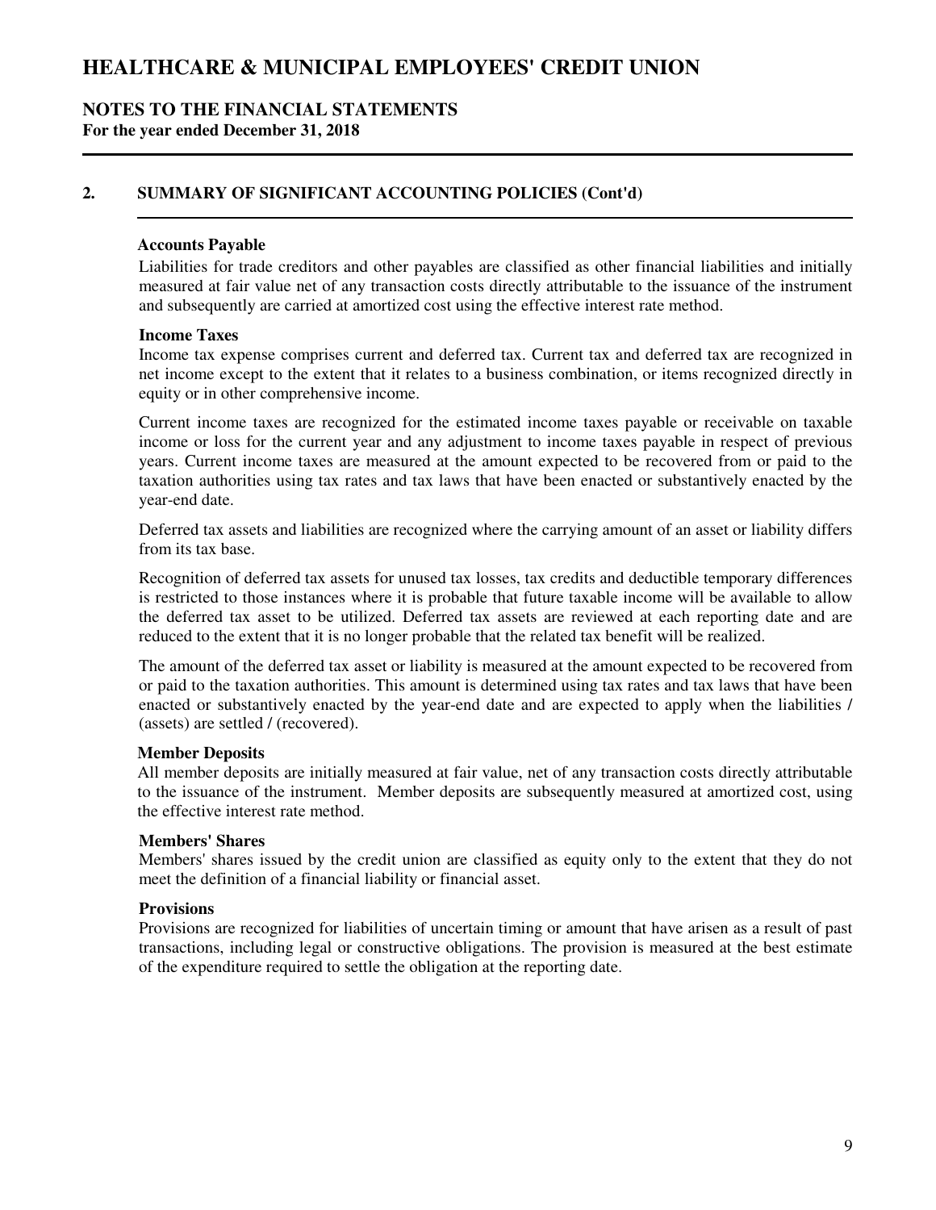# HEALTHCARE & MUNICIPAL EMPLOYEES' CREDIT UNION

## NOTES TO THE FINANCIAL STATEMENTS

**For the year ended December 31, 2018**

## 2. SUMMARY OF SIGNIFICANT ACCOUNTING POLICIES (Cont'd)

**Accounts Payable**

Liabilities for trade creditors and other payables are classified as other financial liabilities and initially measured at fair value net of any transaction costs directly attributable to the issuance of the instrument and subsequently are carried at amortized cost using the effective interest rate method.

**Income Taxes**

Income tax expense comprises current and deferred tax. Current tax and deferred tax are recognized in net income except to the extent that it relates to a business combination, or items recognized directly in equity or in other comprehensive income.

Current income taxes are recognized for the estimated income taxes payable or receivable on taxable income or loss for the current year and any adjustment to income taxes payable in respect of previous years. Current income taxes are measured at the amount expected to be recovered from or paid to the taxation authorities using tax rates and tax laws that have been enacted or substantively enacted by the year-end date.

Deferred tax assets and liabilities are recognized where the carrying amount of an asset or liability differs from its tax base.

Recognition of deferred tax assets for unused tax losses, tax credits and deductible temporary differences is restricted to those instances where it is probable that future taxable income will be available to allow the deferred tax asset to be utilized. Deferred tax assets are reviewed at each reporting date and are reduced to the extent that it is no longer probable that the related tax benefit will be realized.

The amount of the deferred tax asset or liability is measured at the amount expected to be recovered from or paid to the taxation authorities. This amount is determined using tax rates and tax laws that have been enacted or substantively enacted by the year-end date and are expected to apply when the liabilities / (assets) are settled / (recovered).

**Member Deposits**

All member deposits are initially measured at fair value, net of any transaction costs directly attributable to the issuance of the instrument. Member deposits are subsequently measured at amortized cost, using the effective interest rate method.

**Members' Shares**

Members' shares issued by the credit union are classified as equity only to the extent that they do not meet the definition of a financial liability or financial asset.

**Provisions**

Provisions are recognized for liabilities of uncertain timing or amount that have arisen as a result of past transactions, including legal or constructive obligations. The provision is measured at the best estimate of the expenditure required to settle the obligation at the reporting date.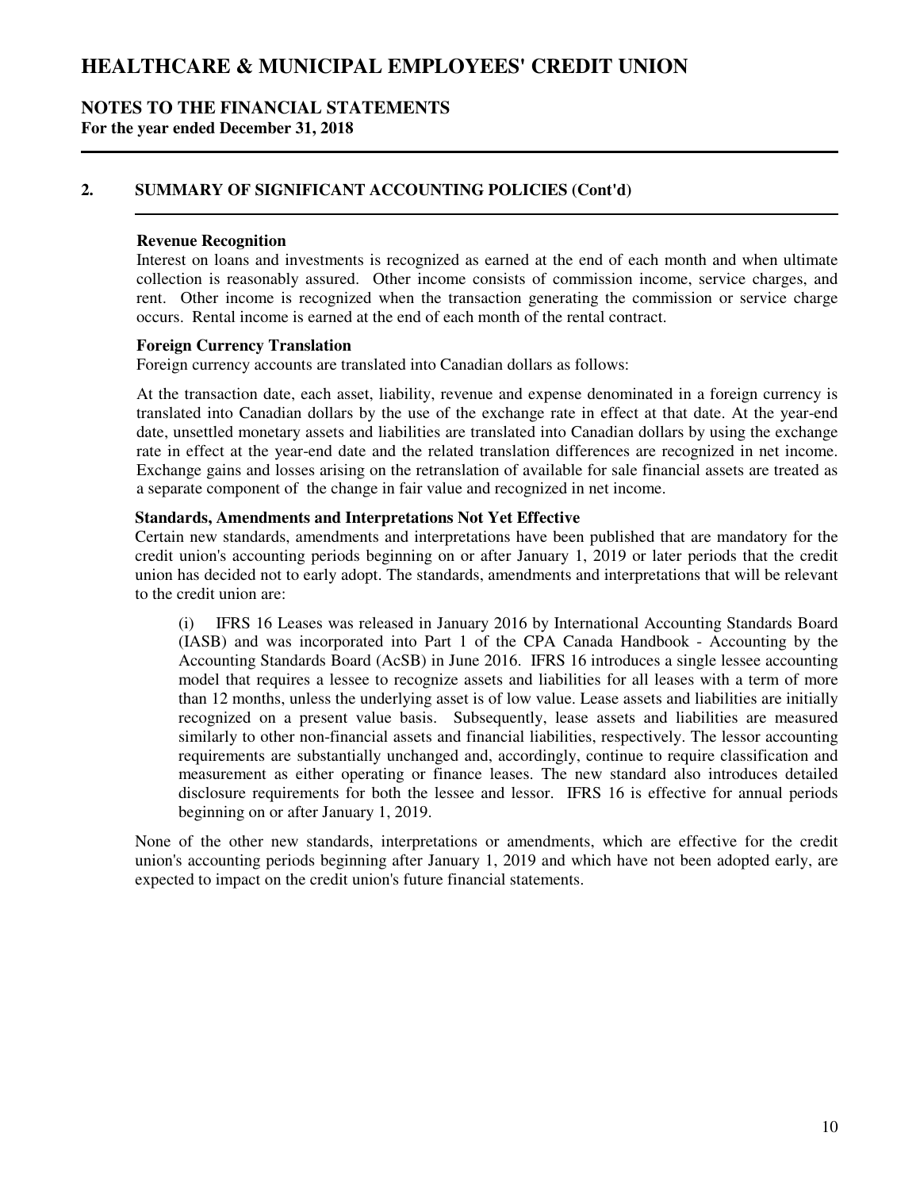## 2. SUMMARY OF SIGNIFICANT ACCOUNTING POLICIES (Cont'd)

**Revenue Recognition**

Interest on loans and investments is recognized as earned at the end of each month and when ultimate collection is reasonably assured. Other income consists of commission income, service charges, and rent. Other income is recognized when the transaction generating the commission or service charge occurs. Rental income is earned at the end of each month of the rental contract.

**Foreign Currency Translation**

Foreign currency accounts are translated into Canadian dollars as follows:

At the transaction date, each asset, liability, revenue and expense denominated in a foreign currency is translated into Canadian dollars by the use of the exchange rate in effect at that date. At the year-end date, unsettled monetary assets and liabilities are translated into Canadian dollars by using the exchange rate in effect at the year-end date and the related translation differences are recognized in net income. Exchange gains and losses arising on the retranslation of available for sale financial assets are treated as a separate component of the change in fair value and recognized in net income.

**Standards, Amendments and Interpretations Not Yet Effective**

Certain new standards, amendments and interpretations have been published that are mandatory for the credit union's accounting periods beginning on or after January 1, 2019 or later periods that the credit union has decided not to early adopt. The standards, amendments and interpretations that will be relevant to the credit union are:

(i) IFRS 16 Leases was released in January 2016 by International Accounting Standards Board (IASB) and was incorporated into Part 1 of the CPA Canada Handbook - Accounting by the Accounting Standards Board (AcSB) in June 2016. IFRS 16 introduces a single lessee accounting model that requires a lessee to recognize assets and liabilities for all leases with a term of more than 12 months, unless the underlying asset is of low value. Lease assets and liabilities are initially recognized on a present value basis. Subsequently, lease assets and liabilities are measured similarly to other non-financial assets and financial liabilities, respectively. The lessor accounting requirements are substantially unchanged and, accordingly, continue to require classification and measurement as either operating or finance leases. The new standard also introduces detailed disclosure requirements for both the lessee and lessor. IFRS 16 is effective for annual periods beginning on or after January 1, 2019.

None of the other new standards, interpretations or amendments, which are effective for the credit union's accounting periods beginning after January 1, 2019 and which have not been adopted early, are expected to impact on the credit union's future financial statements.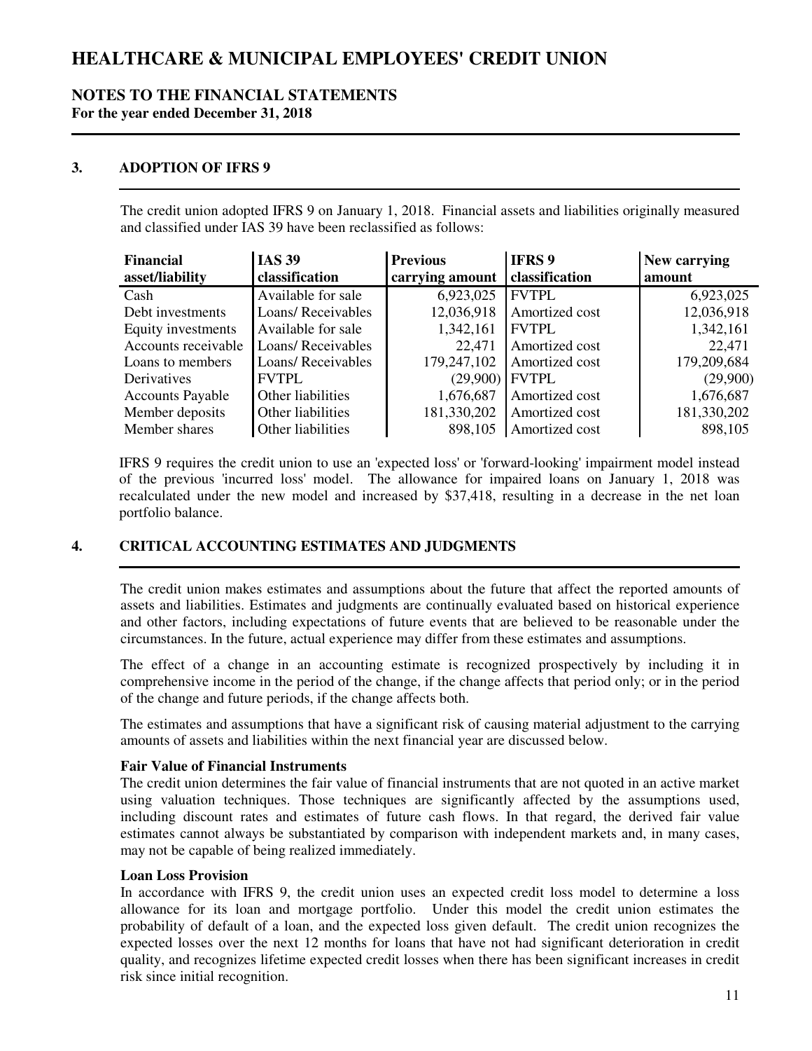# HEALTHCARE & MUNICIPAL EMPLOYEES' CREDIT UNION

## NOTES TO THE FINANCIAL STATEMENTS
**For the year ended December 31, 2018**

### 3. ADOPTION OF IFRS 9

The credit union adopted IFRS 9 on January 1, 2018. Financial assets and liabilities originally measured and classified under IAS 39 have been reclassified as follows:

| Financial asset/liability | IAS 39 classification | Previous carrying amount | IFRS 9 classification | New carrying amount |
|---|---|---|---|---|
| Cash | Available for sale | 6,923,025 | FVTPL | 6,923,025 |
| Debt investments | Loans/ Receivables | 12,036,918 | Amortized cost | 12,036,918 |
| Equity investments | Available for sale | 1,342,161 | FVTPL | 1,342,161 |
| Accounts receivable | Loans/ Receivables | 22,471 | Amortized cost | 22,471 |
| Loans to members | Loans/ Receivables | 179,247,102 | Amortized cost | 179,209,684 |
| Derivatives | FVTPL | (29,900) | FVTPL | (29,900) |
| Accounts Payable | Other liabilities | 1,676,687 | Amortized cost | 1,676,687 |
| Member deposits | Other liabilities | 181,330,202 | Amortized cost | 181,330,202 |
| Member shares | Other liabilities | 898,105 | Amortized cost | 898,105 |

IFRS 9 requires the credit union to use an 'expected loss' or 'forward-looking' impairment model instead of the previous 'incurred loss' model. The allowance for impaired loans on January 1, 2018 was recalculated under the new model and increased by $37,418, resulting in a decrease in the net loan portfolio balance.

### 4. CRITICAL ACCOUNTING ESTIMATES AND JUDGMENTS

The credit union makes estimates and assumptions about the future that affect the reported amounts of assets and liabilities. Estimates and judgments are continually evaluated based on historical experience and other factors, including expectations of future events that are believed to be reasonable under the circumstances. In the future, actual experience may differ from these estimates and assumptions.

The effect of a change in an accounting estimate is recognized prospectively by including it in comprehensive income in the period of the change, if the change affects that period only; or in the period of the change and future periods, if the change affects both.

The estimates and assumptions that have a significant risk of causing material adjustment to the carrying amounts of assets and liabilities within the next financial year are discussed below.

**Fair Value of Financial Instruments**
The credit union determines the fair value of financial instruments that are not quoted in an active market using valuation techniques. Those techniques are significantly affected by the assumptions used, including discount rates and estimates of future cash flows. In that regard, the derived fair value estimates cannot always be substantiated by comparison with independent markets and, in many cases, may not be capable of being realized immediately.

**Loan Loss Provision**
In accordance with IFRS 9, the credit union uses an expected credit loss model to determine a loss allowance for its loan and mortgage portfolio. Under this model the credit union estimates the probability of default of a loan, and the expected loss given default. The credit union recognizes the expected losses over the next 12 months for loans that have not had significant deterioration in credit quality, and recognizes lifetime expected credit losses when there has been significant increases in credit risk since initial recognition.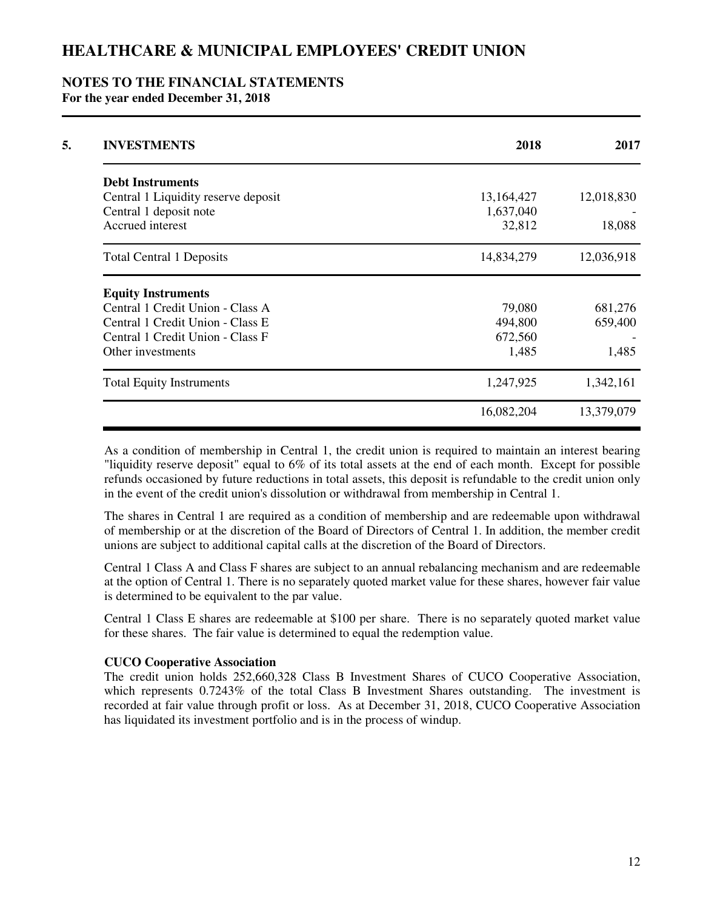# HEALTHCARE & MUNICIPAL EMPLOYEES' CREDIT UNION

## NOTES TO THE FINANCIAL STATEMENTS

**For the year ended December 31, 2018**

## 5. INVESTMENTS

| | 2018 | 2017 |
|---|---|---|
| **Debt Instruments** | | |
| Central 1 Liquidity reserve deposit | 13,164,427 | 12,018,830 |
| Central 1 deposit note | 1,637,040 | - |
| Accrued interest | 32,812 | 18,088 |
| Total Central 1 Deposits | 14,834,279 | 12,036,918 |
| **Equity Instruments** | | |
| Central 1 Credit Union - Class A | 79,080 | 681,276 |
| Central 1 Credit Union - Class E | 494,800 | 659,400 |
| Central 1 Credit Union - Class F | 672,560 | - |
| Other investments | 1,485 | 1,485 |
| Total Equity Instruments | 1,247,925 | 1,342,161 |
| | 16,082,204 | 13,379,079 |

As a condition of membership in Central 1, the credit union is required to maintain an interest bearing "liquidity reserve deposit" equal to 6% of its total assets at the end of each month. Except for possible refunds occasioned by future reductions in total assets, this deposit is refundable to the credit union only in the event of the credit union's dissolution or withdrawal from membership in Central 1.

The shares in Central 1 are required as a condition of membership and are redeemable upon withdrawal of membership or at the discretion of the Board of Directors of Central 1. In addition, the member credit unions are subject to additional capital calls at the discretion of the Board of Directors.

Central 1 Class A and Class F shares are subject to an annual rebalancing mechanism and are redeemable at the option of Central 1. There is no separately quoted market value for these shares, however fair value is determined to be equivalent to the par value.

Central 1 Class E shares are redeemable at $100 per share. There is no separately quoted market value for these shares. The fair value is determined to equal the redemption value.

**CUCO Cooperative Association**

The credit union holds 252,660,328 Class B Investment Shares of CUCO Cooperative Association, which represents 0.7243% of the total Class B Investment Shares outstanding. The investment is recorded at fair value through profit or loss. As at December 31, 2018, CUCO Cooperative Association has liquidated its investment portfolio and is in the process of windup.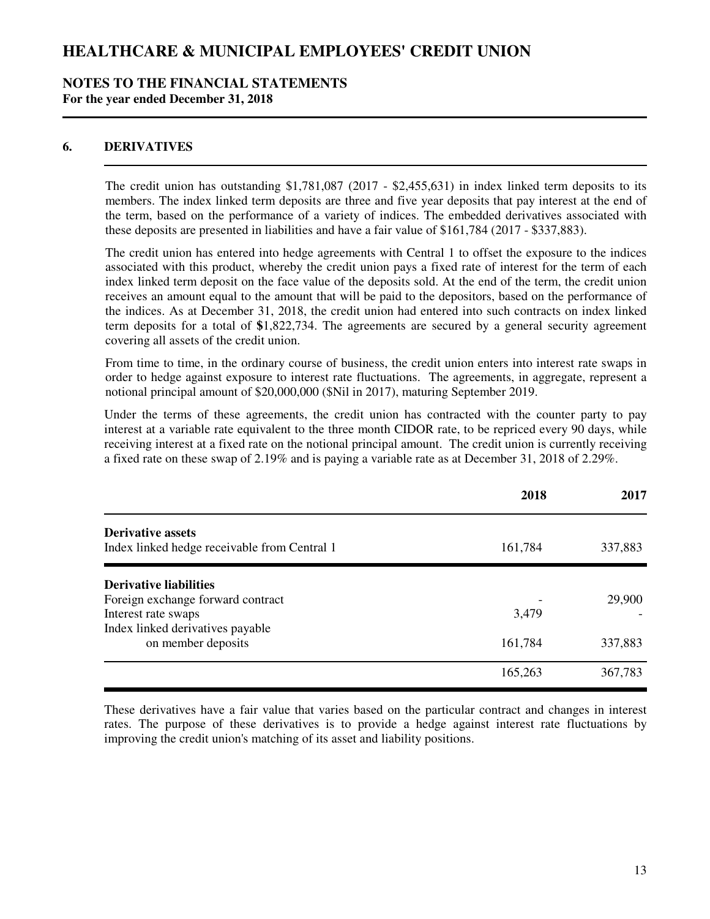## 6. DERIVATIVES

The credit union has outstanding $1,781,087 (2017 - $2,455,631) in index linked term deposits to its members. The index linked term deposits are three and five year deposits that pay interest at the end of the term, based on the performance of a variety of indices. The embedded derivatives associated with these deposits are presented in liabilities and have a fair value of $161,784 (2017 - $337,883).

The credit union has entered into hedge agreements with Central 1 to offset the exposure to the indices associated with this product, whereby the credit union pays a fixed rate of interest for the term of each index linked term deposit on the face value of the deposits sold. At the end of the term, the credit union receives an amount equal to the amount that will be paid to the depositors, based on the performance of the indices. As at December 31, 2018, the credit union had entered into such contracts on index linked term deposits for a total of $1,822,734. The agreements are secured by a general security agreement covering all assets of the credit union.

From time to time, in the ordinary course of business, the credit union enters into interest rate swaps in order to hedge against exposure to interest rate fluctuations. The agreements, in aggregate, represent a notional principal amount of $20,000,000 ($Nil in 2017), maturing September 2019.

Under the terms of these agreements, the credit union has contracted with the counter party to pay interest at a variable rate equivalent to the three month CIDOR rate, to be repriced every 90 days, while receiving interest at a fixed rate on the notional principal amount. The credit union is currently receiving a fixed rate on these swap of 2.19% and is paying a variable rate as at December 31, 2018 of 2.29%.

| | 2018 | 2017 |
|---|---|---|
| **Derivative assets** | | |
| Index linked hedge receivable from Central 1 | 161,784 | 337,883 |
| **Derivative liabilities** | | |
| Foreign exchange forward contract | - | 29,900 |
| Interest rate swaps | 3,479 | - |
| Index linked derivatives payable on member deposits | 161,784 | 337,883 |
| | 165,263 | 367,783 |

These derivatives have a fair value that varies based on the particular contract and changes in interest rates. The purpose of these derivatives is to provide a hedge against interest rate fluctuations by improving the credit union's matching of its asset and liability positions.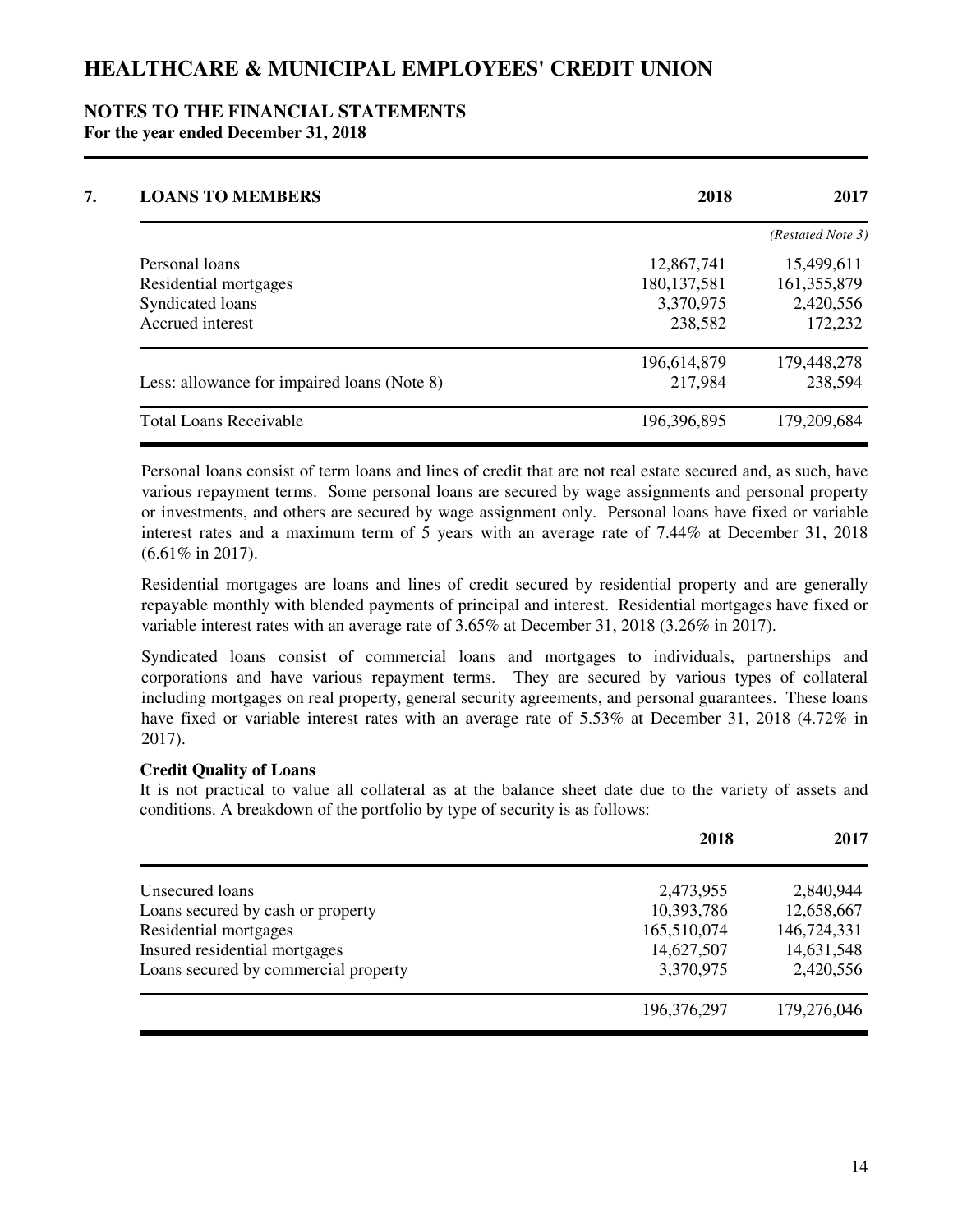# HEALTHCARE & MUNICIPAL EMPLOYEES' CREDIT UNION

## NOTES TO THE FINANCIAL STATEMENTS

**For the year ended December 31, 2018**

## 7. LOANS TO MEMBERS

| | 2018 | 2017 |
|---|---|---|
| | | *(Restated Note 3)* |
| Personal loans | 12,867,741 | 15,499,611 |
| Residential mortgages | 180,137,581 | 161,355,879 |
| Syndicated loans | 3,370,975 | 2,420,556 |
| Accrued interest | 238,582 | 172,232 |
| | 196,614,879 | 179,448,278 |
| Less: allowance for impaired loans (Note 8) | 217,984 | 238,594 |
| Total Loans Receivable | 196,396,895 | 179,209,684 |

Personal loans consist of term loans and lines of credit that are not real estate secured and, as such, have various repayment terms. Some personal loans are secured by wage assignments and personal property or investments, and others are secured by wage assignment only. Personal loans have fixed or variable interest rates and a maximum term of 5 years with an average rate of 7.44% at December 31, 2018 (6.61% in 2017).

Residential mortgages are loans and lines of credit secured by residential property and are generally repayable monthly with blended payments of principal and interest. Residential mortgages have fixed or variable interest rates with an average rate of 3.65% at December 31, 2018 (3.26% in 2017).

Syndicated loans consist of commercial loans and mortgages to individuals, partnerships and corporations and have various repayment terms. They are secured by various types of collateral including mortgages on real property, general security agreements, and personal guarantees. These loans have fixed or variable interest rates with an average rate of 5.53% at December 31, 2018 (4.72% in 2017).

**Credit Quality of Loans**

It is not practical to value all collateral as at the balance sheet date due to the variety of assets and conditions. A breakdown of the portfolio by type of security is as follows:

| | 2018 | 2017 |
|---|---|---|
| Unsecured loans | 2,473,955 | 2,840,944 |
| Loans secured by cash or property | 10,393,786 | 12,658,667 |
| Residential mortgages | 165,510,074 | 146,724,331 |
| Insured residential mortgages | 14,627,507 | 14,631,548 |
| Loans secured by commercial property | 3,370,975 | 2,420,556 |
| | 196,376,297 | 179,276,046 |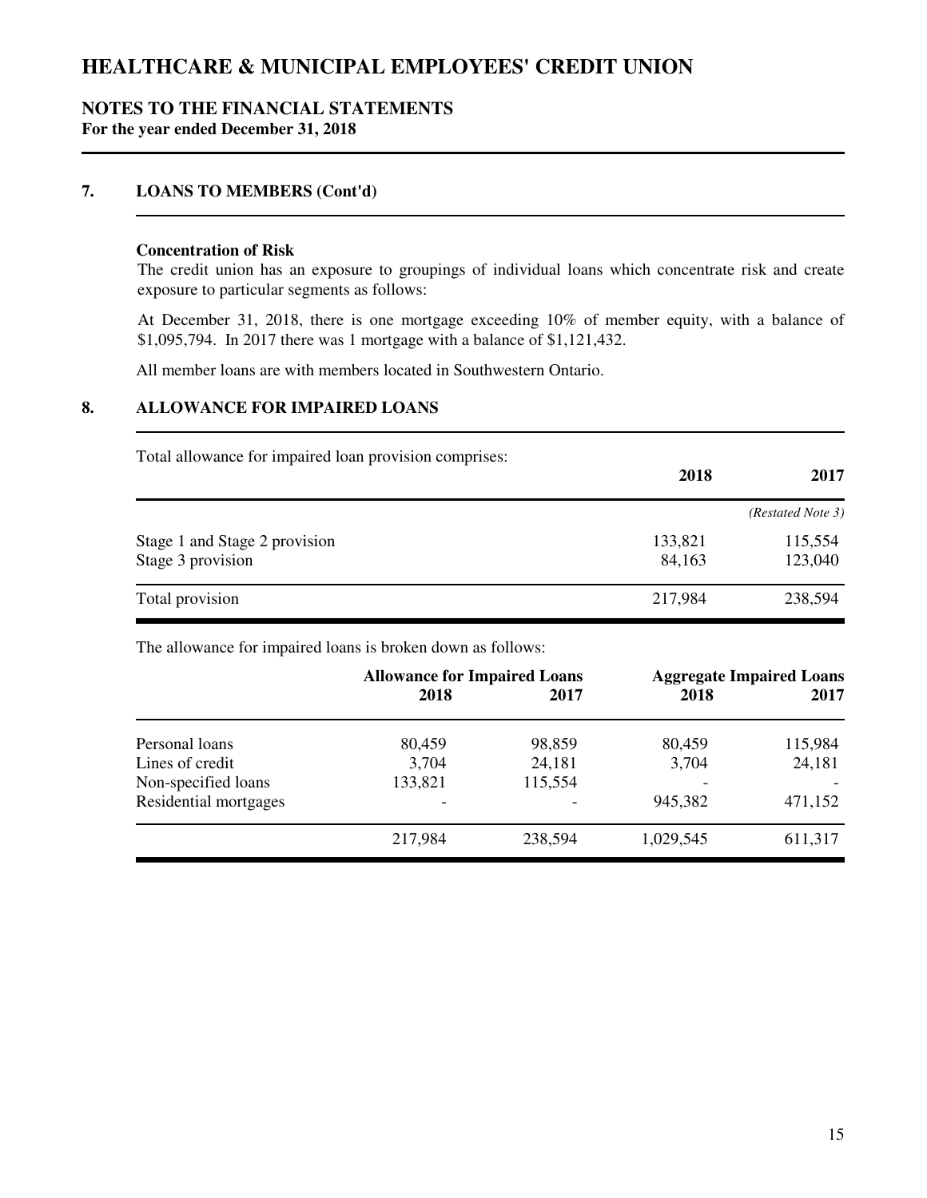# HEALTHCARE & MUNICIPAL EMPLOYEES' CREDIT UNION

## NOTES TO THE FINANCIAL STATEMENTS
**For the year ended December 31, 2018**

### 7. LOANS TO MEMBERS (Cont'd)

**Concentration of Risk**

The credit union has an exposure to groupings of individual loans which concentrate risk and create exposure to particular segments as follows:

At December 31, 2018, there is one mortgage exceeding 10% of member equity, with a balance of $1,095,794. In 2017 there was 1 mortgage with a balance of $1,121,432.

All member loans are with members located in Southwestern Ontario.

### 8. ALLOWANCE FOR IMPAIRED LOANS

Total allowance for impaired loan provision comprises:

| | 2018 | 2017 |
|---|---|---|
| | | *(Restated Note 3)* |
| Stage 1 and Stage 2 provision | 133,821 | 115,554 |
| Stage 3 provision | 84,163 | 123,040 |
| Total provision | 217,984 | 238,594 |

The allowance for impaired loans is broken down as follows:

| | Allowance for Impaired Loans | | Aggregate Impaired Loans | |
|---|---|---|---|---|
| | 2018 | 2017 | 2018 | 2017 |
| Personal loans | 80,459 | 98,859 | 80,459 | 115,984 |
| Lines of credit | 3,704 | 24,181 | 3,704 | 24,181 |
| Non-specified loans | 133,821 | 115,554 | - | - |
| Residential mortgages | - | - | 945,382 | 471,152 |
| | 217,984 | 238,594 | 1,029,545 | 611,317 |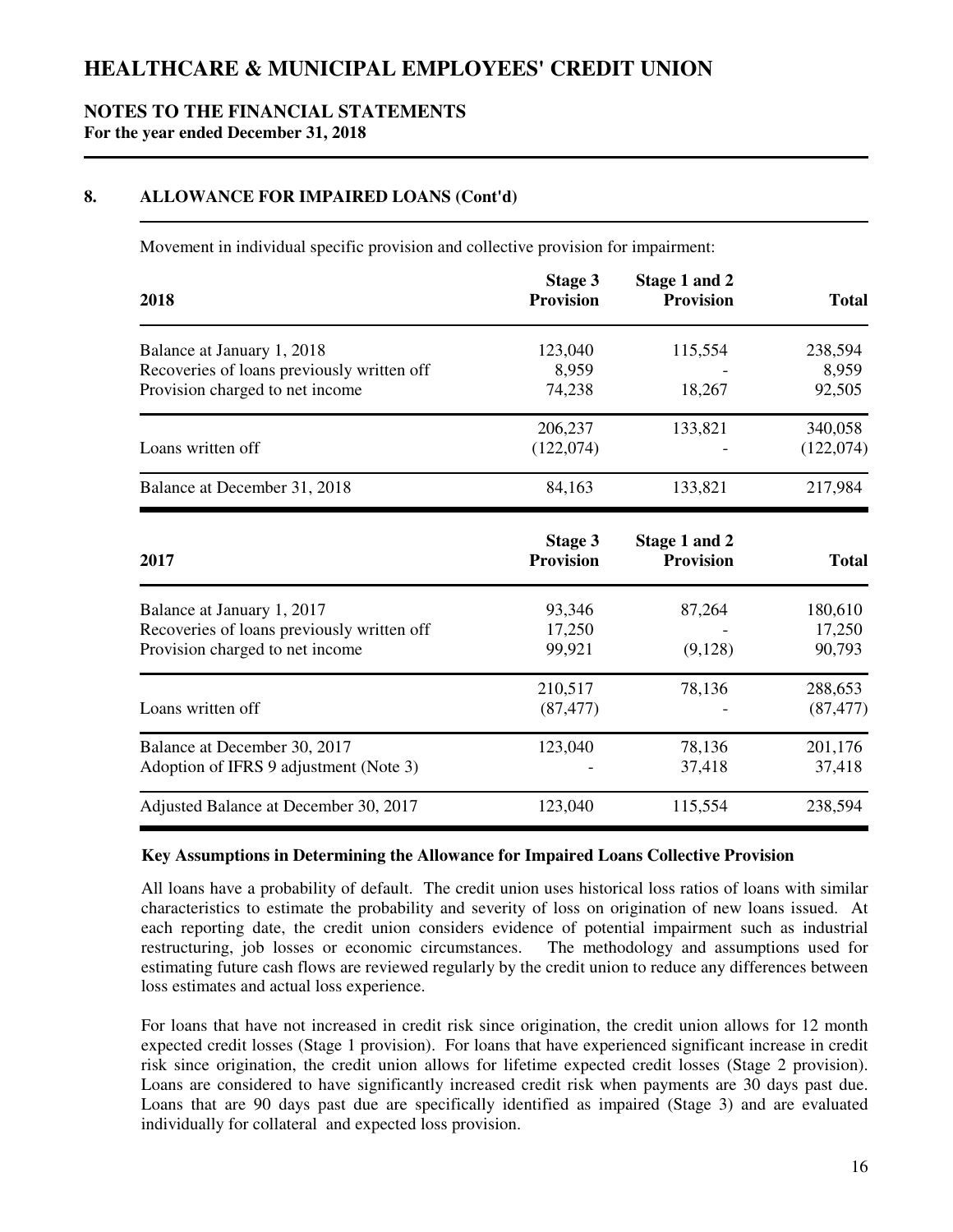# HEALTHCARE & MUNICIPAL EMPLOYEES' CREDIT UNION

## NOTES TO THE FINANCIAL STATEMENTS
**For the year ended December 31, 2018**

### 8. ALLOWANCE FOR IMPAIRED LOANS (Cont'd)

Movement in individual specific provision and collective provision for impairment:

| 2018 | Stage 3 Provision | Stage 1 and 2 Provision | Total |
|---|---|---|---|
| Balance at January 1, 2018 | 123,040 | 115,554 | 238,594 |
| Recoveries of loans previously written off | 8,959 | - | 8,959 |
| Provision charged to net income | 74,238 | 18,267 | 92,505 |
| | 206,237 | 133,821 | 340,058 |
| Loans written off | (122,074) | - | (122,074) |
| Balance at December 31, 2018 | 84,163 | 133,821 | 217,984 |

| 2017 | Stage 3 Provision | Stage 1 and 2 Provision | Total |
|---|---|---|---|
| Balance at January 1, 2017 | 93,346 | 87,264 | 180,610 |
| Recoveries of loans previously written off | 17,250 | - | 17,250 |
| Provision charged to net income | 99,921 | (9,128) | 90,793 |
| | 210,517 | 78,136 | 288,653 |
| Loans written off | (87,477) | - | (87,477) |
| Balance at December 30, 2017 | 123,040 | 78,136 | 201,176 |
| Adoption of IFRS 9 adjustment (Note 3) | - | 37,418 | 37,418 |
| Adjusted Balance at December 30, 2017 | 123,040 | 115,554 | 238,594 |

**Key Assumptions in Determining the Allowance for Impaired Loans Collective Provision**

All loans have a probability of default. The credit union uses historical loss ratios of loans with similar characteristics to estimate the probability and severity of loss on origination of new loans issued. At each reporting date, the credit union considers evidence of potential impairment such as industrial restructuring, job losses or economic circumstances. The methodology and assumptions used for estimating future cash flows are reviewed regularly by the credit union to reduce any differences between loss estimates and actual loss experience.

For loans that have not increased in credit risk since origination, the credit union allows for 12 month expected credit losses (Stage 1 provision). For loans that have experienced significant increase in credit risk since origination, the credit union allows for lifetime expected credit losses (Stage 2 provision). Loans are considered to have significantly increased credit risk when payments are 30 days past due. Loans that are 90 days past due are specifically identified as impaired (Stage 3) and are evaluated individually for collateral and expected loss provision.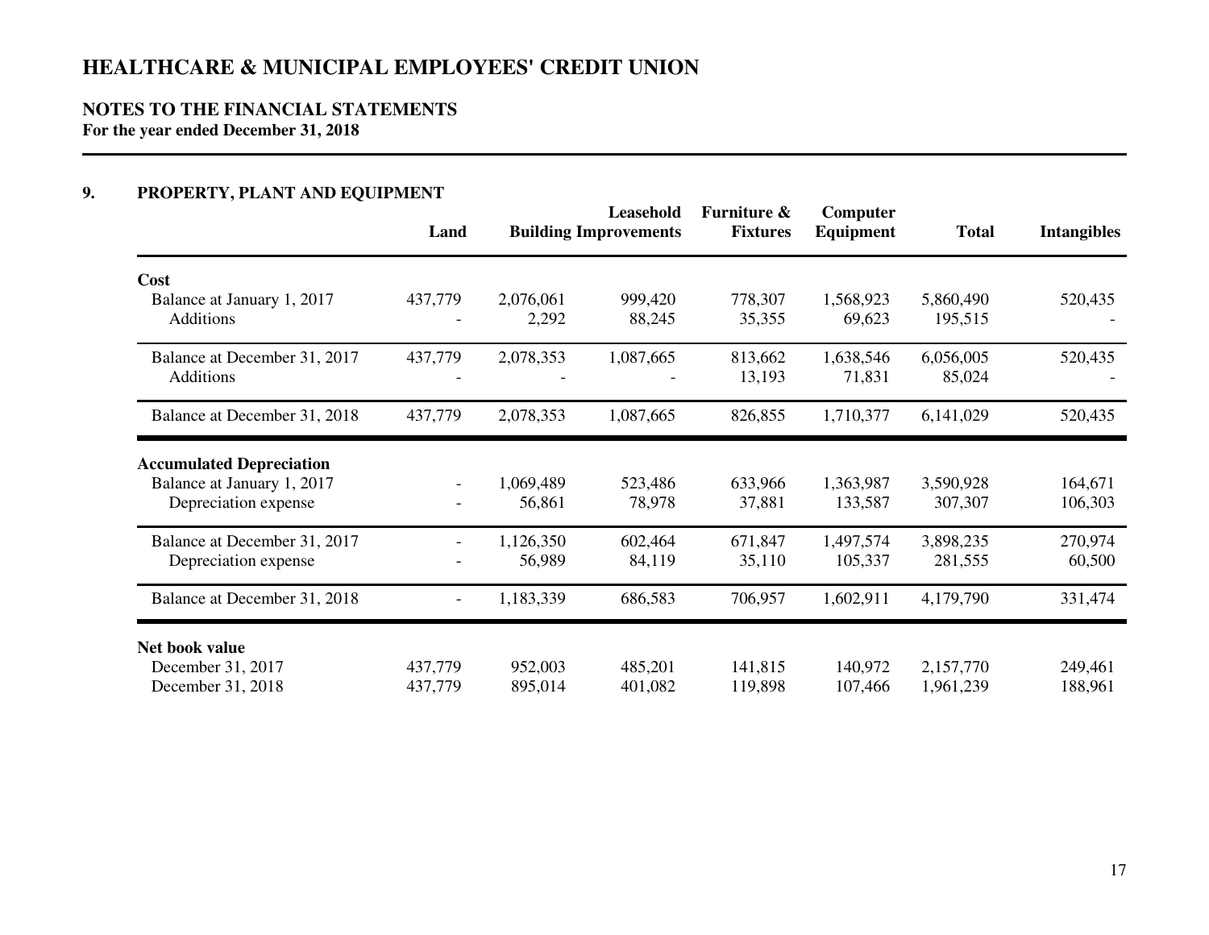# HEALTHCARE & MUNICIPAL EMPLOYEES' CREDIT UNION

## NOTES TO THE FINANCIAL STATEMENTS

**For the year ended December 31, 2018**

### 9. PROPERTY, PLANT AND EQUIPMENT

| | Land | Building | Leasehold Improvements | Furniture & Fixtures | Computer Equipment | Total | Intangibles |
|---|---|---|---|---|---|---|---|
| **Cost** | | | | | | | |
| Balance at January 1, 2017 | 437,779 | 2,076,061 | 999,420 | 778,307 | 1,568,923 | 5,860,490 | 520,435 |
| Additions | - | 2,292 | 88,245 | 35,355 | 69,623 | 195,515 | - |
| Balance at December 31, 2017 | 437,779 | 2,078,353 | 1,087,665 | 813,662 | 1,638,546 | 6,056,005 | 520,435 |
| Additions | - | - | - | 13,193 | 71,831 | 85,024 | - |
| Balance at December 31, 2018 | 437,779 | 2,078,353 | 1,087,665 | 826,855 | 1,710,377 | 6,141,029 | 520,435 |
| **Accumulated Depreciation** | | | | | | | |
| Balance at January 1, 2017 | - | 1,069,489 | 523,486 | 633,966 | 1,363,987 | 3,590,928 | 164,671 |
| Depreciation expense | - | 56,861 | 78,978 | 37,881 | 133,587 | 307,307 | 106,303 |
| Balance at December 31, 2017 | - | 1,126,350 | 602,464 | 671,847 | 1,497,574 | 3,898,235 | 270,974 |
| Depreciation expense | - | 56,989 | 84,119 | 35,110 | 105,337 | 281,555 | 60,500 |
| Balance at December 31, 2018 | - | 1,183,339 | 686,583 | 706,957 | 1,602,911 | 4,179,790 | 331,474 |
| **Net book value** | | | | | | | |
| December 31, 2017 | 437,779 | 952,003 | 485,201 | 141,815 | 140,972 | 2,157,770 | 249,461 |
| December 31, 2018 | 437,779 | 895,014 | 401,082 | 119,898 | 107,466 | 1,961,239 | 188,961 |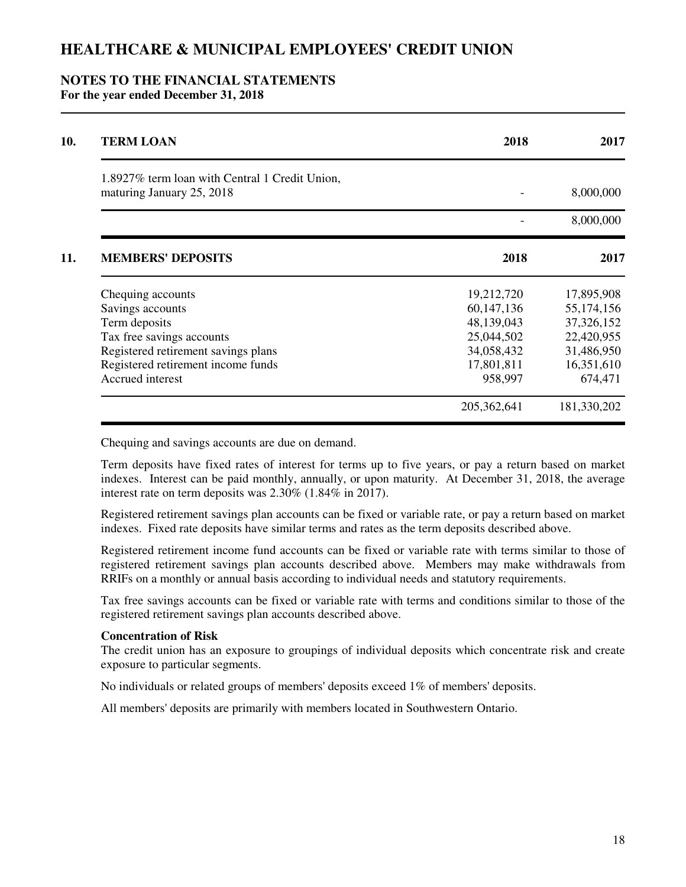# HEALTHCARE & MUNICIPAL EMPLOYEES' CREDIT UNION

## NOTES TO THE FINANCIAL STATEMENTS
**For the year ended December 31, 2018**

| **10. TERM LOAN** | **2018** | **2017** |
|---|---|---|
| 1.8927% term loan with Central 1 Credit Union, maturing January 25, 2018 | - | 8,000,000 |
| | - | 8,000,000 |

| **11. MEMBERS' DEPOSITS** | **2018** | **2017** |
|---|---|---|
| Chequing accounts | 19,212,720 | 17,895,908 |
| Savings accounts | 60,147,136 | 55,174,156 |
| Term deposits | 48,139,043 | 37,326,152 |
| Tax free savings accounts | 25,044,502 | 22,420,955 |
| Registered retirement savings plans | 34,058,432 | 31,486,950 |
| Registered retirement income funds | 17,801,811 | 16,351,610 |
| Accrued interest | 958,997 | 674,471 |
| | 205,362,641 | 181,330,202 |

Chequing and savings accounts are due on demand.

Term deposits have fixed rates of interest for terms up to five years, or pay a return based on market indexes. Interest can be paid monthly, annually, or upon maturity. At December 31, 2018, the average interest rate on term deposits was 2.30% (1.84% in 2017).

Registered retirement savings plan accounts can be fixed or variable rate, or pay a return based on market indexes. Fixed rate deposits have similar terms and rates as the term deposits described above.

Registered retirement income fund accounts can be fixed or variable rate with terms similar to those of registered retirement savings plan accounts described above. Members may make withdrawals from RRIFs on a monthly or annual basis according to individual needs and statutory requirements.

Tax free savings accounts can be fixed or variable rate with terms and conditions similar to those of the registered retirement savings plan accounts described above.

**Concentration of Risk**

The credit union has an exposure to groupings of individual deposits which concentrate risk and create exposure to particular segments.

No individuals or related groups of members' deposits exceed 1% of members' deposits.

All members' deposits are primarily with members located in Southwestern Ontario.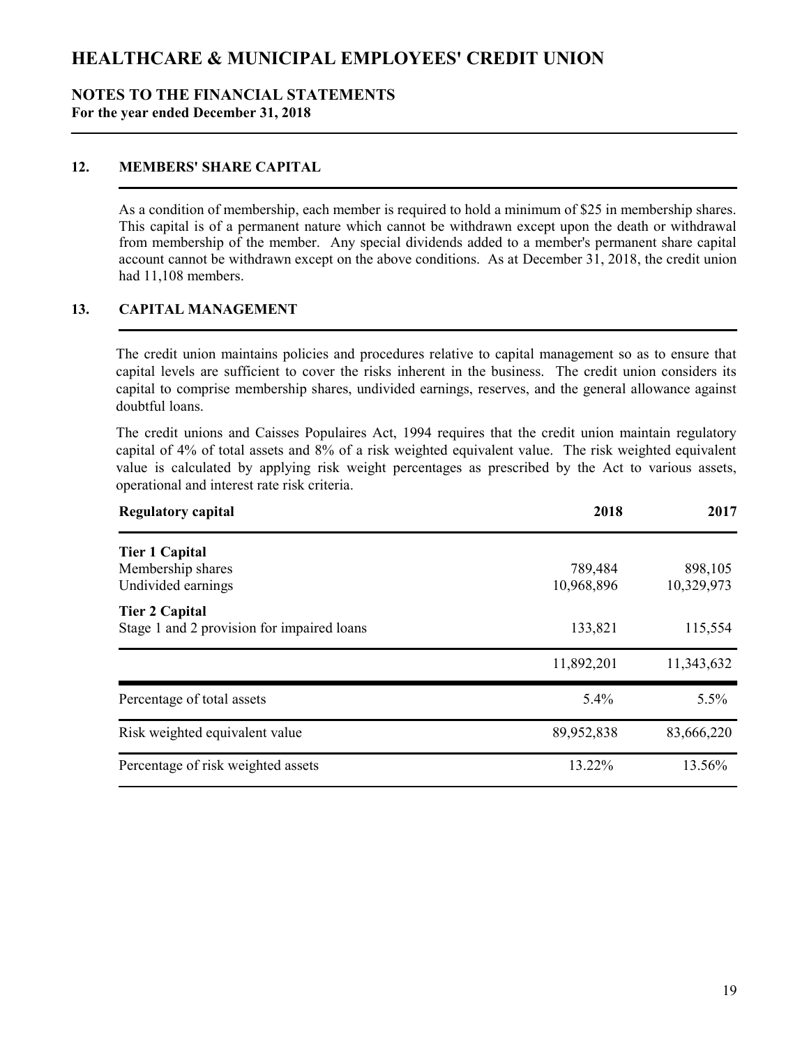# HEALTHCARE & MUNICIPAL EMPLOYEES' CREDIT UNION

## NOTES TO THE FINANCIAL STATEMENTS
**For the year ended December 31, 2018**

### 12. MEMBERS' SHARE CAPITAL

As a condition of membership, each member is required to hold a minimum of $25 in membership shares. This capital is of a permanent nature which cannot be withdrawn except upon the death or withdrawal from membership of the member. Any special dividends added to a member's permanent share capital account cannot be withdrawn except on the above conditions. As at December 31, 2018, the credit union had 11,108 members.

### 13. CAPITAL MANAGEMENT

The credit union maintains policies and procedures relative to capital management so as to ensure that capital levels are sufficient to cover the risks inherent in the business. The credit union considers its capital to comprise membership shares, undivided earnings, reserves, and the general allowance against doubtful loans.

The credit unions and Caisses Populaires Act, 1994 requires that the credit union maintain regulatory capital of 4% of total assets and 8% of a risk weighted equivalent value. The risk weighted equivalent value is calculated by applying risk weight percentages as prescribed by the Act to various assets, operational and interest rate risk criteria.

| **Regulatory capital** | **2018** | **2017** |
|---|---|---|
| **Tier 1 Capital** | | |
| Membership shares | 789,484 | 898,105 |
| Undivided earnings | 10,968,896 | 10,329,973 |
| **Tier 2 Capital** | | |
| Stage 1 and 2 provision for impaired loans | 133,821 | 115,554 |
| | 11,892,201 | 11,343,632 |
| Percentage of total assets | 5.4% | 5.5% |
| Risk weighted equivalent value | 89,952,838 | 83,666,220 |
| Percentage of risk weighted assets | 13.22% | 13.56% |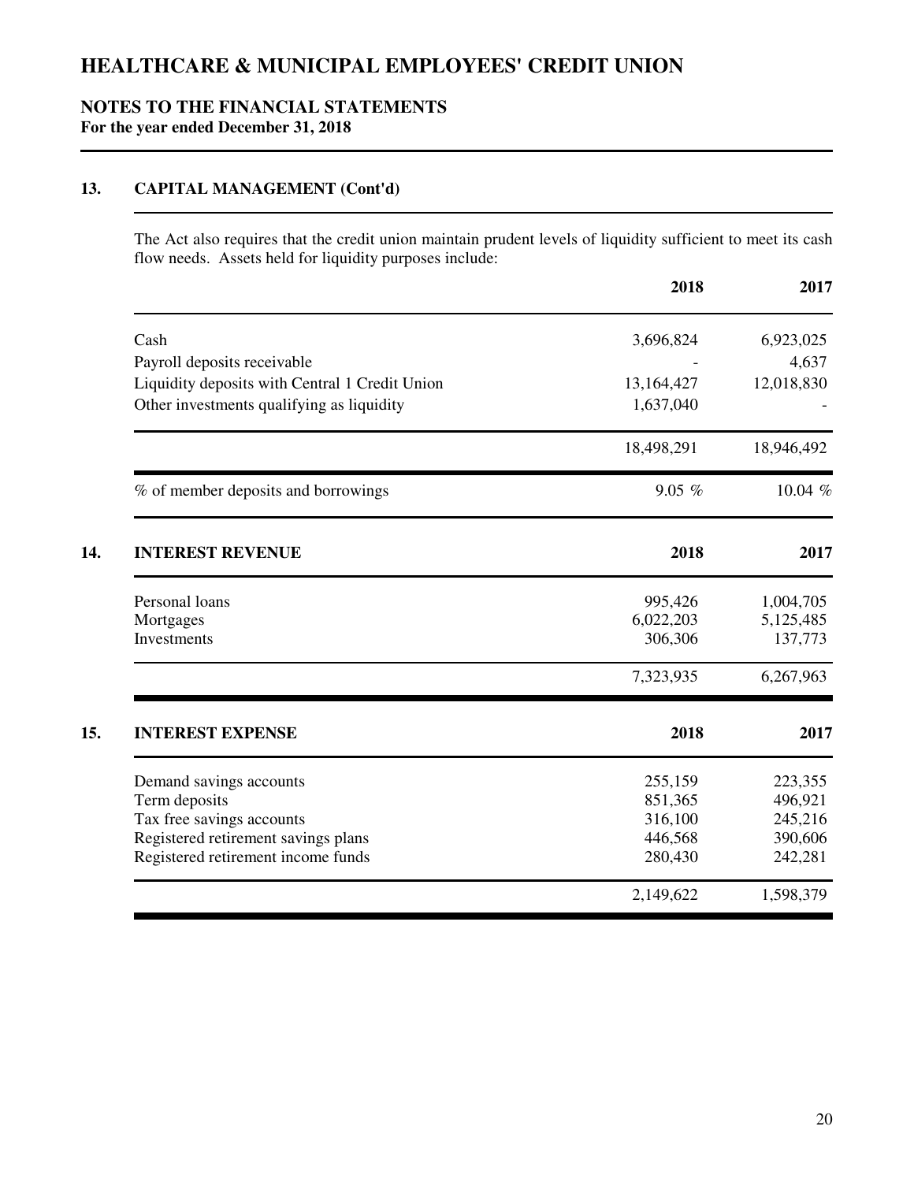# HEALTHCARE & MUNICIPAL EMPLOYEES' CREDIT UNION

## NOTES TO THE FINANCIAL STATEMENTS
**For the year ended December 31, 2018**

### 13. CAPITAL MANAGEMENT (Cont'd)

The Act also requires that the credit union maintain prudent levels of liquidity sufficient to meet its cash flow needs. Assets held for liquidity purposes include:

| | 2018 | 2017 |
|---|---|---|
| Cash | 3,696,824 | 6,923,025 |
| Payroll deposits receivable | - | 4,637 |
| Liquidity deposits with Central 1 Credit Union | 13,164,427 | 12,018,830 |
| Other investments qualifying as liquidity | 1,637,040 | - |
| | 18,498,291 | 18,946,492 |
| % of member deposits and borrowings | 9.05 % | 10.04 % |

### 14. INTEREST REVENUE

| | 2018 | 2017 |
|---|---|---|
| Personal loans | 995,426 | 1,004,705 |
| Mortgages | 6,022,203 | 5,125,485 |
| Investments | 306,306 | 137,773 |
| | 7,323,935 | 6,267,963 |

### 15. INTEREST EXPENSE

| | 2018 | 2017 |
|---|---|---|
| Demand savings accounts | 255,159 | 223,355 |
| Term deposits | 851,365 | 496,921 |
| Tax free savings accounts | 316,100 | 245,216 |
| Registered retirement savings plans | 446,568 | 390,606 |
| Registered retirement income funds | 280,430 | 242,281 |
| | 2,149,622 | 1,598,379 |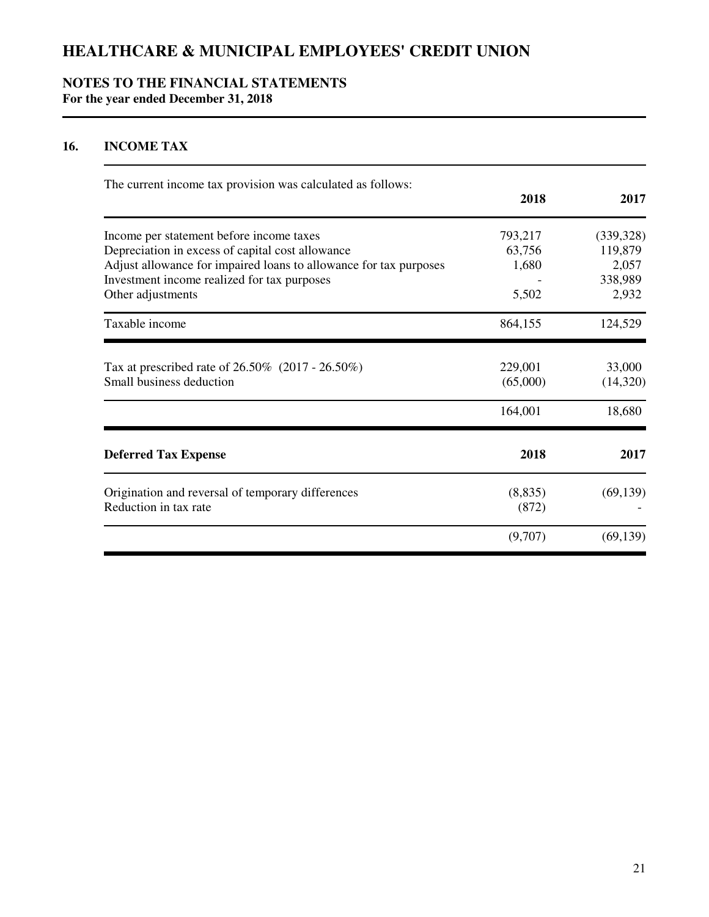# HEALTHCARE & MUNICIPAL EMPLOYEES' CREDIT UNION

## NOTES TO THE FINANCIAL STATEMENTS

**For the year ended December 31, 2018**

### 16. INCOME TAX

The current income tax provision was calculated as follows:

| | 2018 | 2017 |
|---|---|---|
| Income per statement before income taxes | 793,217 | (339,328) |
| Depreciation in excess of capital cost allowance | 63,756 | 119,879 |
| Adjust allowance for impaired loans to allowance for tax purposes | 1,680 | 2,057 |
| Investment income realized for tax purposes | - | 338,989 |
| Other adjustments | 5,502 | 2,932 |
| Taxable income | 864,155 | 124,529 |
| Tax at prescribed rate of 26.50% (2017 - 26.50%) | 229,001 | 33,000 |
| Small business deduction | (65,000) | (14,320) |
| | 164,001 | 18,680 |

| **Deferred Tax Expense** | **2018** | **2017** |
|---|---|---|
| Origination and reversal of temporary differences | (8,835) | (69,139) |
| Reduction in tax rate | (872) | - |
| | (9,707) | (69,139) |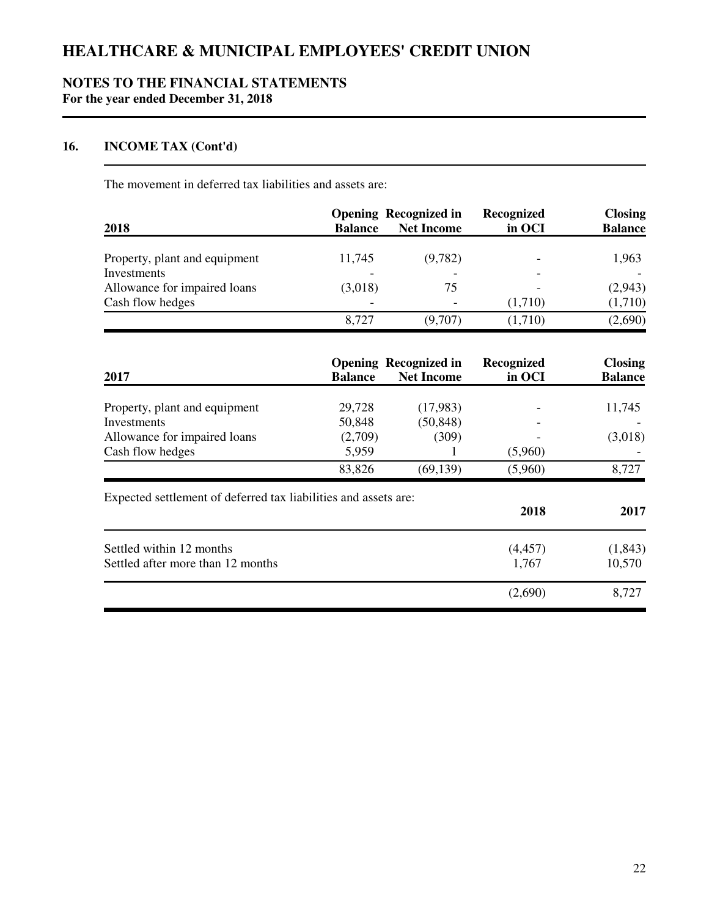# HEALTHCARE & MUNICIPAL EMPLOYEES' CREDIT UNION

## NOTES TO THE FINANCIAL STATEMENTS
**For the year ended December 31, 2018**

### 16. INCOME TAX (Cont'd)

The movement in deferred tax liabilities and assets are:

| 2018 | Opening Balance | Recognized in Net Income | Recognized in OCI | Closing Balance |
|---|---|---|---|---|
| Property, plant and equipment | 11,745 | (9,782) | - | 1,963 |
| Investments | - | - | - | - |
| Allowance for impaired loans | (3,018) | 75 | - | (2,943) |
| Cash flow hedges | - | - | (1,710) | (1,710) |
| | 8,727 | (9,707) | (1,710) | (2,690) |

| 2017 | Opening Balance | Recognized in Net Income | Recognized in OCI | Closing Balance |
|---|---|---|---|---|
| Property, plant and equipment | 29,728 | (17,983) | - | 11,745 |
| Investments | 50,848 | (50,848) | - | - |
| Allowance for impaired loans | (2,709) | (309) | - | (3,018) |
| Cash flow hedges | 5,959 | 1 | (5,960) | - |
| | 83,826 | (69,139) | (5,960) | 8,727 |

Expected settlement of deferred tax liabilities and assets are:

| | 2018 | 2017 |
|---|---|---|
| Settled within 12 months | (4,457) | (1,843) |
| Settled after more than 12 months | 1,767 | 10,570 |
| | (2,690) | 8,727 |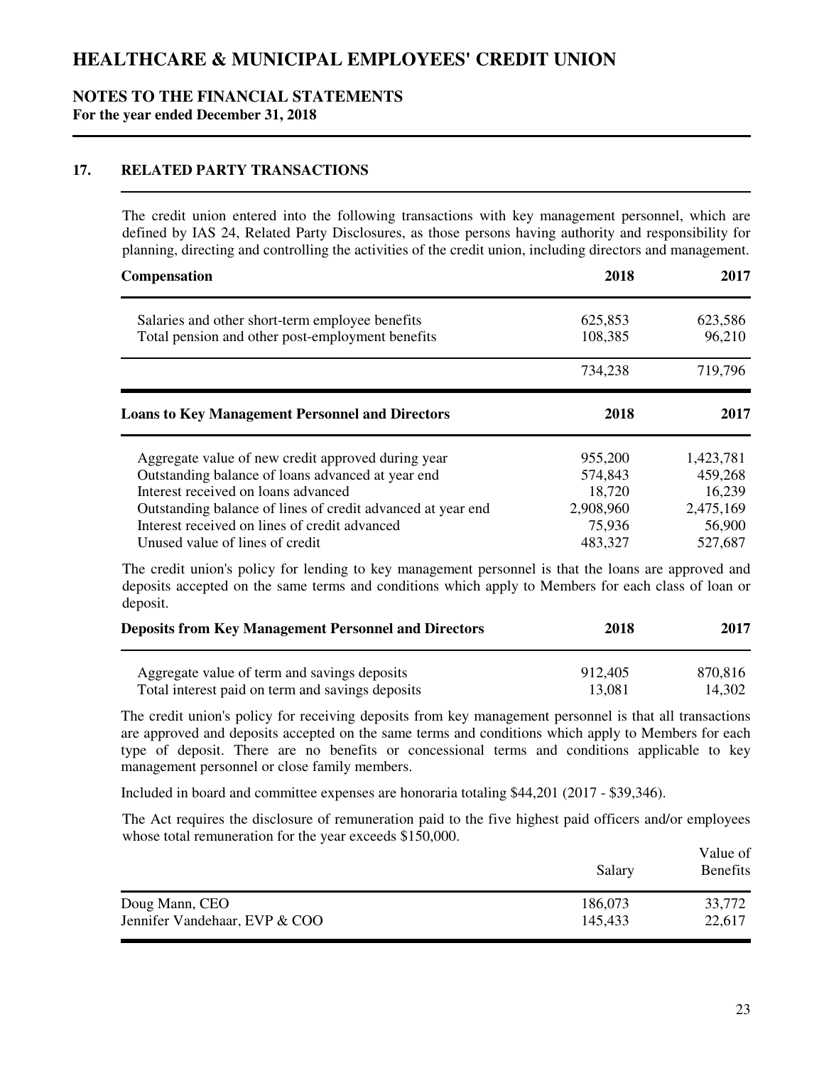# HEALTHCARE & MUNICIPAL EMPLOYEES' CREDIT UNION

## NOTES TO THE FINANCIAL STATEMENTS

**For the year ended December 31, 2018**

### 17. RELATED PARTY TRANSACTIONS

The credit union entered into the following transactions with key management personnel, which are defined by IAS 24, Related Party Disclosures, as those persons having authority and responsibility for planning, directing and controlling the activities of the credit union, including directors and management.

| **Compensation** | **2018** | **2017** |
|---|---|---|
| Salaries and other short-term employee benefits | 625,853 | 623,586 |
| Total pension and other post-employment benefits | 108,385 | 96,210 |
| | 734,238 | 719,796 |

| **Loans to Key Management Personnel and Directors** | **2018** | **2017** |
|---|---|---|
| Aggregate value of new credit approved during year | 955,200 | 1,423,781 |
| Outstanding balance of loans advanced at year end | 574,843 | 459,268 |
| Interest received on loans advanced | 18,720 | 16,239 |
| Outstanding balance of lines of credit advanced at year end | 2,908,960 | 2,475,169 |
| Interest received on lines of credit advanced | 75,936 | 56,900 |
| Unused value of lines of credit | 483,327 | 527,687 |

The credit union's policy for lending to key management personnel is that the loans are approved and deposits accepted on the same terms and conditions which apply to Members for each class of loan or deposit.

| **Deposits from Key Management Personnel and Directors** | **2018** | **2017** |
|---|---|---|
| Aggregate value of term and savings deposits | 912,405 | 870,816 |
| Total interest paid on term and savings deposits | 13,081 | 14,302 |

The credit union's policy for receiving deposits from key management personnel is that all transactions are approved and deposits accepted on the same terms and conditions which apply to Members for each type of deposit. There are no benefits or concessional terms and conditions applicable to key management personnel or close family members.

Included in board and committee expenses are honoraria totaling $44,201 (2017 - $39,346).

The Act requires the disclosure of remuneration paid to the five highest paid officers and/or employees whose total remuneration for the year exceeds $150,000.

| | Salary | Value of Benefits |
|---|---|---|
| Doug Mann, CEO | 186,073 | 33,772 |
| Jennifer Vandehaar, EVP & COO | 145,433 | 22,617 |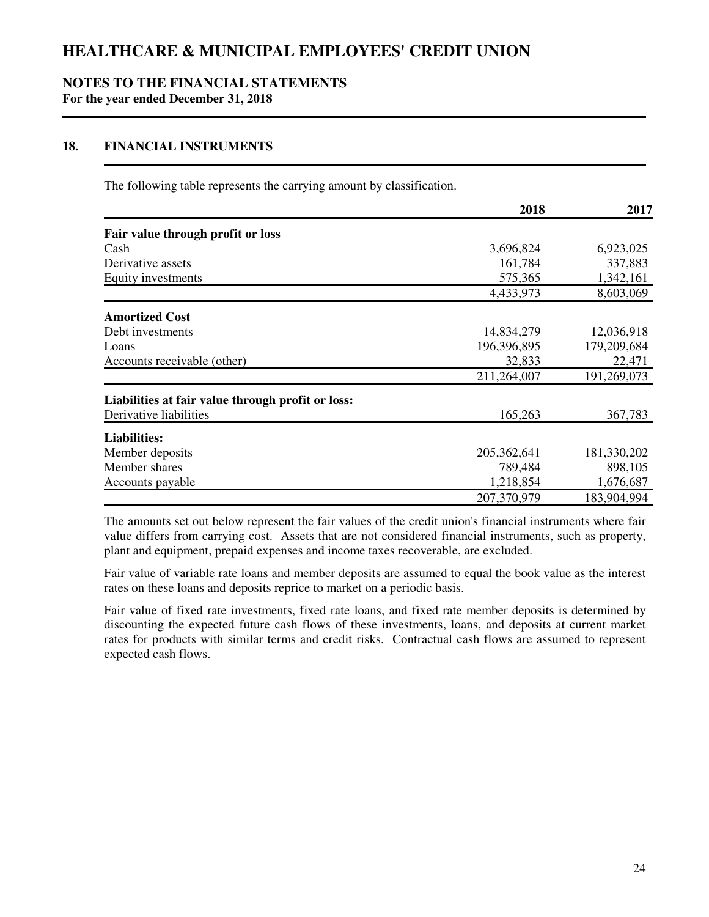# HEALTHCARE & MUNICIPAL EMPLOYEES' CREDIT UNION

## NOTES TO THE FINANCIAL STATEMENTS

**For the year ended December 31, 2018**

### 18. FINANCIAL INSTRUMENTS

The following table represents the carrying amount by classification.

| | 2018 | 2017 |
|---|---:|---:|
| **Fair value through profit or loss** | | |
| Cash | 3,696,824 | 6,923,025 |
| Derivative assets | 161,784 | 337,883 |
| Equity investments | 575,365 | 1,342,161 |
| | 4,433,973 | 8,603,069 |
| **Amortized Cost** | | |
| Debt investments | 14,834,279 | 12,036,918 |
| Loans | 196,396,895 | 179,209,684 |
| Accounts receivable (other) | 32,833 | 22,471 |
| | 211,264,007 | 191,269,073 |
| **Liabilities at fair value through profit or loss:** | | |
| Derivative liabilities | 165,263 | 367,783 |
| **Liabilities:** | | |
| Member deposits | 205,362,641 | 181,330,202 |
| Member shares | 789,484 | 898,105 |
| Accounts payable | 1,218,854 | 1,676,687 |
| | 207,370,979 | 183,904,994 |

The amounts set out below represent the fair values of the credit union's financial instruments where fair value differs from carrying cost. Assets that are not considered financial instruments, such as property, plant and equipment, prepaid expenses and income taxes recoverable, are excluded.

Fair value of variable rate loans and member deposits are assumed to equal the book value as the interest rates on these loans and deposits reprice to market on a periodic basis.

Fair value of fixed rate investments, fixed rate loans, and fixed rate member deposits is determined by discounting the expected future cash flows of these investments, loans, and deposits at current market rates for products with similar terms and credit risks. Contractual cash flows are assumed to represent expected cash flows.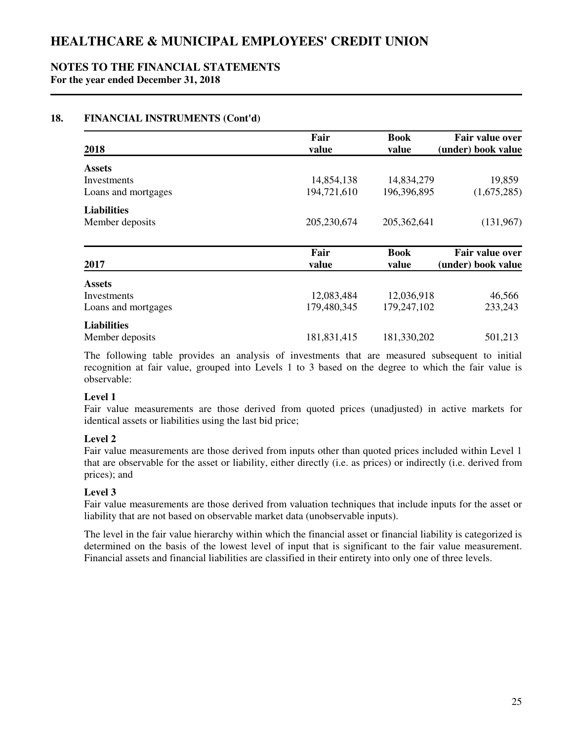# HEALTHCARE & MUNICIPAL EMPLOYEES' CREDIT UNION

## NOTES TO THE FINANCIAL STATEMENTS
**For the year ended December 31, 2018**

### 18. FINANCIAL INSTRUMENTS (Cont'd)

| 2018 | Fair value | Book value | Fair value over (under) book value |
|---|---|---|---|
| **Assets** | | | |
| Investments | 14,854,138 | 14,834,279 | 19,859 |
| Loans and mortgages | 194,721,610 | 196,396,895 | (1,675,285) |
| **Liabilities** | | | |
| Member deposits | 205,230,674 | 205,362,641 | (131,967) |

| 2017 | Fair value | Book value | Fair value over (under) book value |
|---|---|---|---|
| **Assets** | | | |
| Investments | 12,083,484 | 12,036,918 | 46,566 |
| Loans and mortgages | 179,480,345 | 179,247,102 | 233,243 |
| **Liabilities** | | | |
| Member deposits | 181,831,415 | 181,330,202 | 501,213 |

The following table provides an analysis of investments that are measured subsequent to initial recognition at fair value, grouped into Levels 1 to 3 based on the degree to which the fair value is observable:

**Level 1**
Fair value measurements are those derived from quoted prices (unadjusted) in active markets for identical assets or liabilities using the last bid price;

**Level 2**
Fair value measurements are those derived from inputs other than quoted prices included within Level 1 that are observable for the asset or liability, either directly (i.e. as prices) or indirectly (i.e. derived from prices); and

**Level 3**
Fair value measurements are those derived from valuation techniques that include inputs for the asset or liability that are not based on observable market data (unobservable inputs).

The level in the fair value hierarchy within which the financial asset or financial liability is categorized is determined on the basis of the lowest level of input that is significant to the fair value measurement. Financial assets and financial liabilities are classified in their entirety into only one of three levels.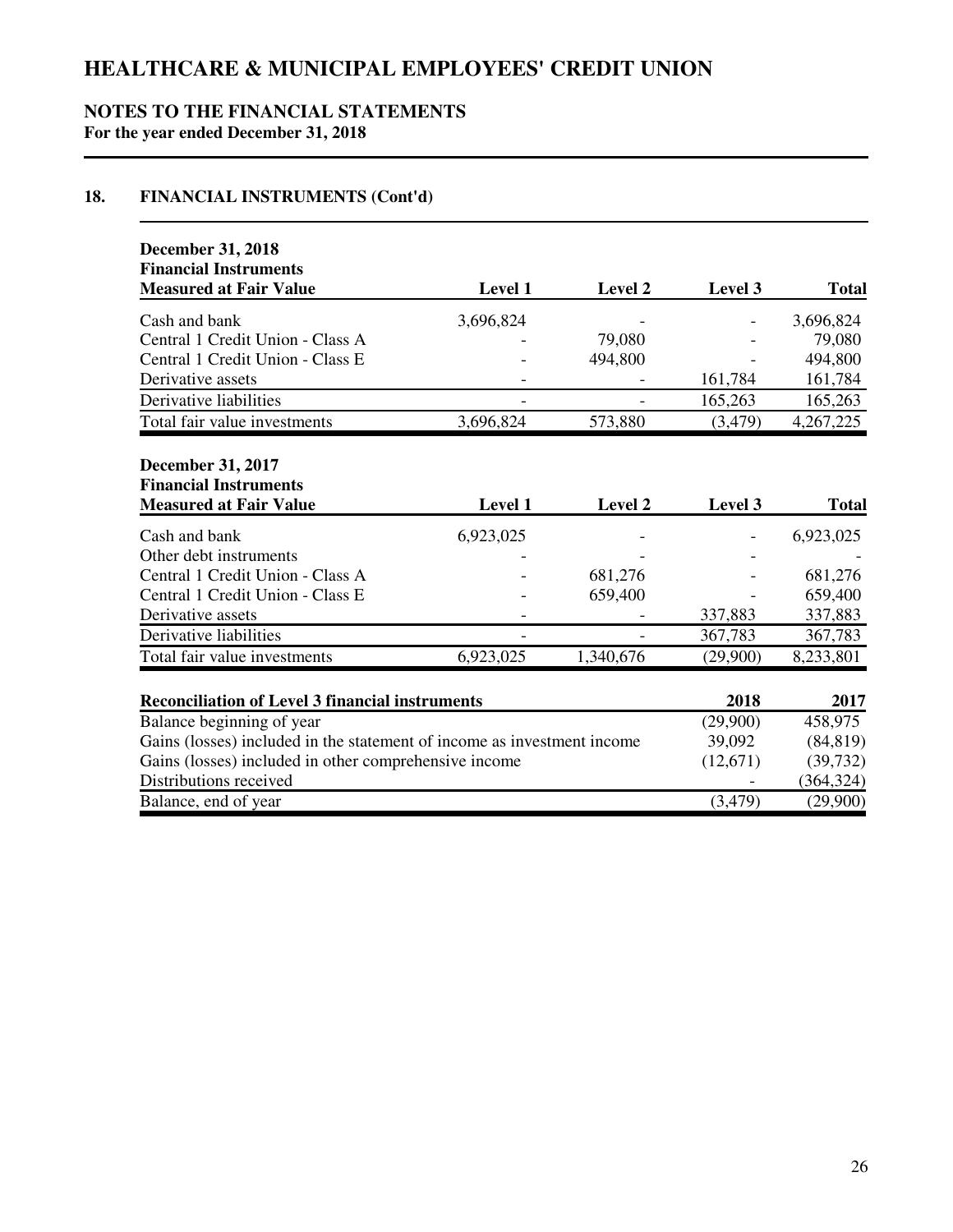# HEALTHCARE & MUNICIPAL EMPLOYEES' CREDIT UNION

## NOTES TO THE FINANCIAL STATEMENTS
**For the year ended December 31, 2018**

### 18. FINANCIAL INSTRUMENTS (Cont'd)

| December 31, 2018<br>Financial Instruments<br>Measured at Fair Value | Level 1 | Level 2 | Level 3 | Total |
|---|---|---|---|---|
| Cash and bank | 3,696,824 | - | - | 3,696,824 |
| Central 1 Credit Union - Class A | - | 79,080 | - | 79,080 |
| Central 1 Credit Union - Class E | - | 494,800 | - | 494,800 |
| Derivative assets | - | - | 161,784 | 161,784 |
| Derivative liabilities | - | - | 165,263 | 165,263 |
| Total fair value investments | 3,696,824 | 573,880 | (3,479) | 4,267,225 |

| December 31, 2017<br>Financial Instruments<br>Measured at Fair Value | Level 1 | Level 2 | Level 3 | Total |
|---|---|---|---|---|
| Cash and bank | 6,923,025 | - | - | 6,923,025 |
| Other debt instruments | - | - | - | - |
| Central 1 Credit Union - Class A | - | 681,276 | - | 681,276 |
| Central 1 Credit Union - Class E | - | 659,400 | - | 659,400 |
| Derivative assets | - | - | 337,883 | 337,883 |
| Derivative liabilities | - | - | 367,783 | 367,783 |
| Total fair value investments | 6,923,025 | 1,340,676 | (29,900) | 8,233,801 |

| Reconciliation of Level 3 financial instruments | 2018 | 2017 |
|---|---|---|
| Balance beginning of year | (29,900) | 458,975 |
| Gains (losses) included in the statement of income as investment income | 39,092 | (84,819) |
| Gains (losses) included in other comprehensive income | (12,671) | (39,732) |
| Distributions received | - | (364,324) |
| Balance, end of year | (3,479) | (29,900) |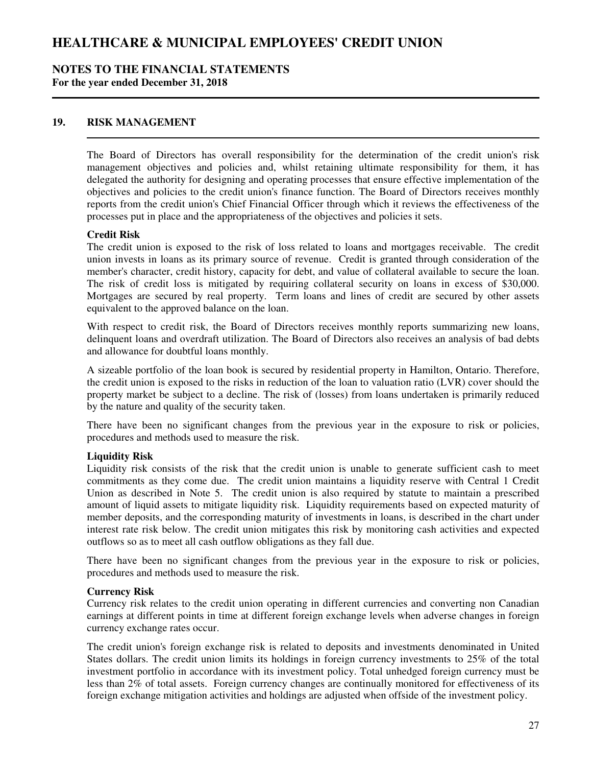## 19. RISK MANAGEMENT

The Board of Directors has overall responsibility for the determination of the credit union's risk management objectives and policies and, whilst retaining ultimate responsibility for them, it has delegated the authority for designing and operating processes that ensure effective implementation of the objectives and policies to the credit union's finance function. The Board of Directors receives monthly reports from the credit union's Chief Financial Officer through which it reviews the effectiveness of the processes put in place and the appropriateness of the objectives and policies it sets.

**Credit Risk**

The credit union is exposed to the risk of loss related to loans and mortgages receivable. The credit union invests in loans as its primary source of revenue. Credit is granted through consideration of the member's character, credit history, capacity for debt, and value of collateral available to secure the loan. The risk of credit loss is mitigated by requiring collateral security on loans in excess of $30,000. Mortgages are secured by real property. Term loans and lines of credit are secured by other assets equivalent to the approved balance on the loan.

With respect to credit risk, the Board of Directors receives monthly reports summarizing new loans, delinquent loans and overdraft utilization. The Board of Directors also receives an analysis of bad debts and allowance for doubtful loans monthly.

A sizeable portfolio of the loan book is secured by residential property in Hamilton, Ontario. Therefore, the credit union is exposed to the risks in reduction of the loan to valuation ratio (LVR) cover should the property market be subject to a decline. The risk of (losses) from loans undertaken is primarily reduced by the nature and quality of the security taken.

There have been no significant changes from the previous year in the exposure to risk or policies, procedures and methods used to measure the risk.

**Liquidity Risk**

Liquidity risk consists of the risk that the credit union is unable to generate sufficient cash to meet commitments as they come due. The credit union maintains a liquidity reserve with Central 1 Credit Union as described in Note 5. The credit union is also required by statute to maintain a prescribed amount of liquid assets to mitigate liquidity risk. Liquidity requirements based on expected maturity of member deposits, and the corresponding maturity of investments in loans, is described in the chart under interest rate risk below. The credit union mitigates this risk by monitoring cash activities and expected outflows so as to meet all cash outflow obligations as they fall due.

There have been no significant changes from the previous year in the exposure to risk or policies, procedures and methods used to measure the risk.

**Currency Risk**

Currency risk relates to the credit union operating in different currencies and converting non Canadian earnings at different points in time at different foreign exchange levels when adverse changes in foreign currency exchange rates occur.

The credit union's foreign exchange risk is related to deposits and investments denominated in United States dollars. The credit union limits its holdings in foreign currency investments to 25% of the total investment portfolio in accordance with its investment policy. Total unhedged foreign currency must be less than 2% of total assets. Foreign currency changes are continually monitored for effectiveness of its foreign exchange mitigation activities and holdings are adjusted when offside of the investment policy.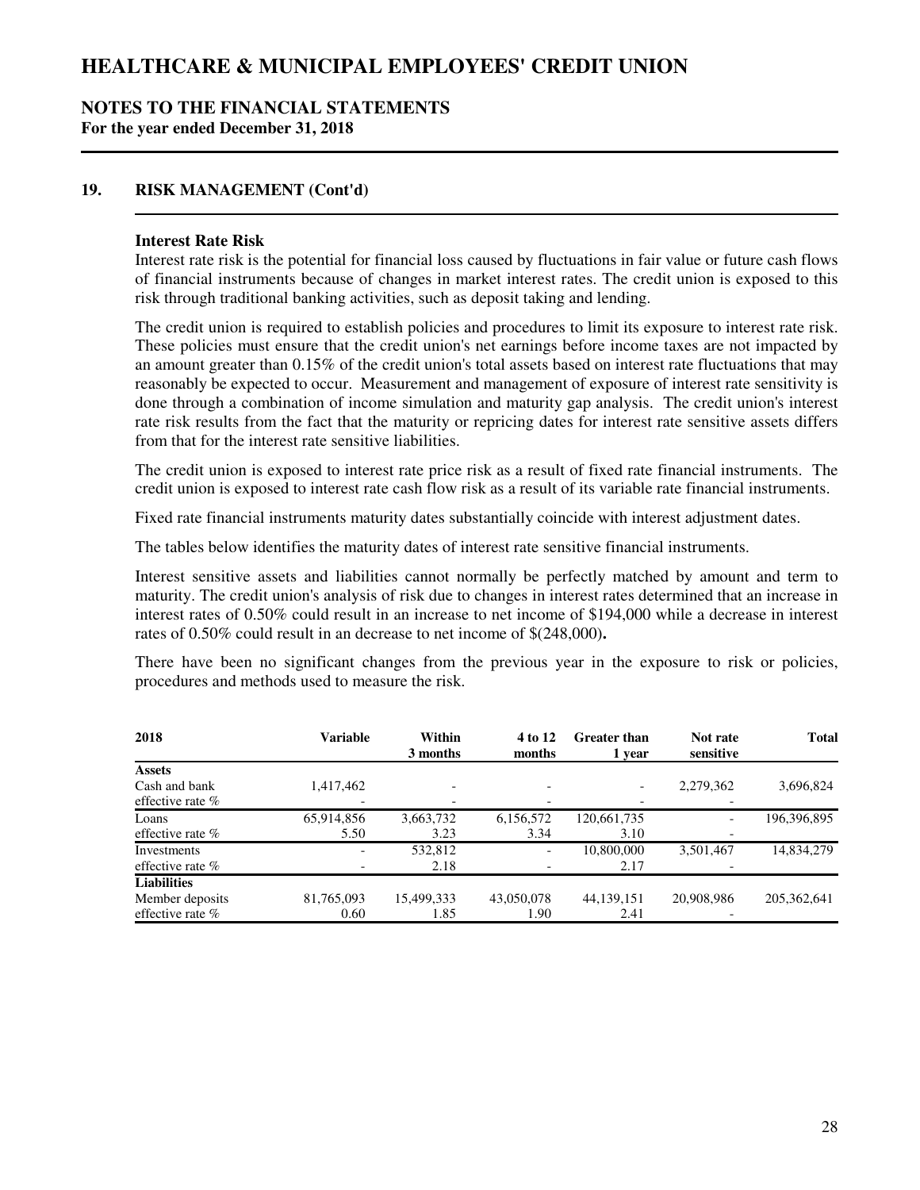# HEALTHCARE & MUNICIPAL EMPLOYEES' CREDIT UNION

## NOTES TO THE FINANCIAL STATEMENTS

**For the year ended December 31, 2018**

## 19. RISK MANAGEMENT (Cont'd)

### Interest Rate Risk

Interest rate risk is the potential for financial loss caused by fluctuations in fair value or future cash flows of financial instruments because of changes in market interest rates. The credit union is exposed to this risk through traditional banking activities, such as deposit taking and lending.

The credit union is required to establish policies and procedures to limit its exposure to interest rate risk. These policies must ensure that the credit union's net earnings before income taxes are not impacted by an amount greater than 0.15% of the credit union's total assets based on interest rate fluctuations that may reasonably be expected to occur. Measurement and management of exposure of interest rate sensitivity is done through a combination of income simulation and maturity gap analysis. The credit union's interest rate risk results from the fact that the maturity or repricing dates for interest rate sensitive assets differs from that for the interest rate sensitive liabilities.

The credit union is exposed to interest rate price risk as a result of fixed rate financial instruments. The credit union is exposed to interest rate cash flow risk as a result of its variable rate financial instruments.

Fixed rate financial instruments maturity dates substantially coincide with interest adjustment dates.

The tables below identifies the maturity dates of interest rate sensitive financial instruments.

Interest sensitive assets and liabilities cannot normally be perfectly matched by amount and term to maturity. The credit union's analysis of risk due to changes in interest rates determined that an increase in interest rates of 0.50% could result in an increase to net income of $194,000 while a decrease in interest rates of 0.50% could result in an decrease to net income of $(248,000)**.**

There have been no significant changes from the previous year in the exposure to risk or policies, procedures and methods used to measure the risk.

| 2018 | Variable | Within 3 months | 4 to 12 months | Greater than 1 year | Not rate sensitive | Total |
|---|---|---|---|---|---|---|
| **Assets** | | | | | | |
| Cash and bank | 1,417,462 | - | - | - | 2,279,362 | 3,696,824 |
| effective rate % | - | - | - | - | - | |
| Loans | 65,914,856 | 3,663,732 | 6,156,572 | 120,661,735 | - | 196,396,895 |
| effective rate % | 5.50 | 3.23 | 3.34 | 3.10 | - | |
| Investments | - | 532,812 | - | 10,800,000 | 3,501,467 | 14,834,279 |
| effective rate % | - | 2.18 | - | 2.17 | - | |
| **Liabilities** | | | | | | |
| Member deposits | 81,765,093 | 15,499,333 | 43,050,078 | 44,139,151 | 20,908,986 | 205,362,641 |
| effective rate % | 0.60 | 1.85 | 1.90 | 2.41 | - | |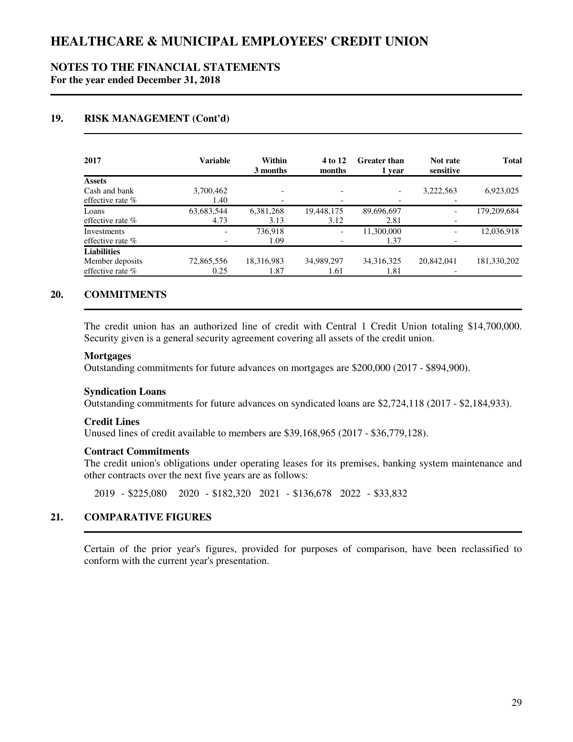## 19. RISK MANAGEMENT (Cont'd)

| 2017 | Variable | Within 3 months | 4 to 12 months | Greater than 1 year | Not rate sensitive | Total |
|---|---|---|---|---|---|---|
| **Assets** | | | | | | |
| Cash and bank | 3,700,462 | - | - | - | 3,222,563 | 6,923,025 |
| effective rate % | 1.40 | - | - | - | - | |
| Loans | 63,683,544 | 6,381,268 | 19,448,175 | 89,696,697 | - | 179,209,684 |
| effective rate % | 4.73 | 3.13 | 3.12 | 2.81 | - | |
| Investments | - | 736,918 | - | 11,300,000 | - | 12,036,918 |
| effective rate % | - | 1.09 | - | 1.37 | - | |
| **Liabilities** | | | | | | |
| Member deposits | 72,865,556 | 18,316,983 | 34,989,297 | 34,316,325 | 20,842,041 | 181,330,202 |
| effective rate % | 0.25 | 1.87 | 1.61 | 1.81 | - | |

## 20. COMMITMENTS

The credit union has an authorized line of credit with Central 1 Credit Union totaling $14,700,000. Security given is a general security agreement covering all assets of the credit union.

**Mortgages**

Outstanding commitments for future advances on mortgages are $200,000 (2017 - $894,900).

**Syndication Loans**

Outstanding commitments for future advances on syndicated loans are $2,724,118 (2017 - $2,184,933).

**Credit Lines**

Unused lines of credit available to members are $39,168,965 (2017 - $36,779,128).

**Contract Commitments**

The credit union's obligations under operating leases for its premises, banking system maintenance and other contracts over the next five years are as follows:

2019 - $225,080  2020 - $182,320  2021 - $136,678  2022 - $33,832

## 21. COMPARATIVE FIGURES

Certain of the prior year's figures, provided for purposes of comparison, have been reclassified to conform with the current year's presentation.